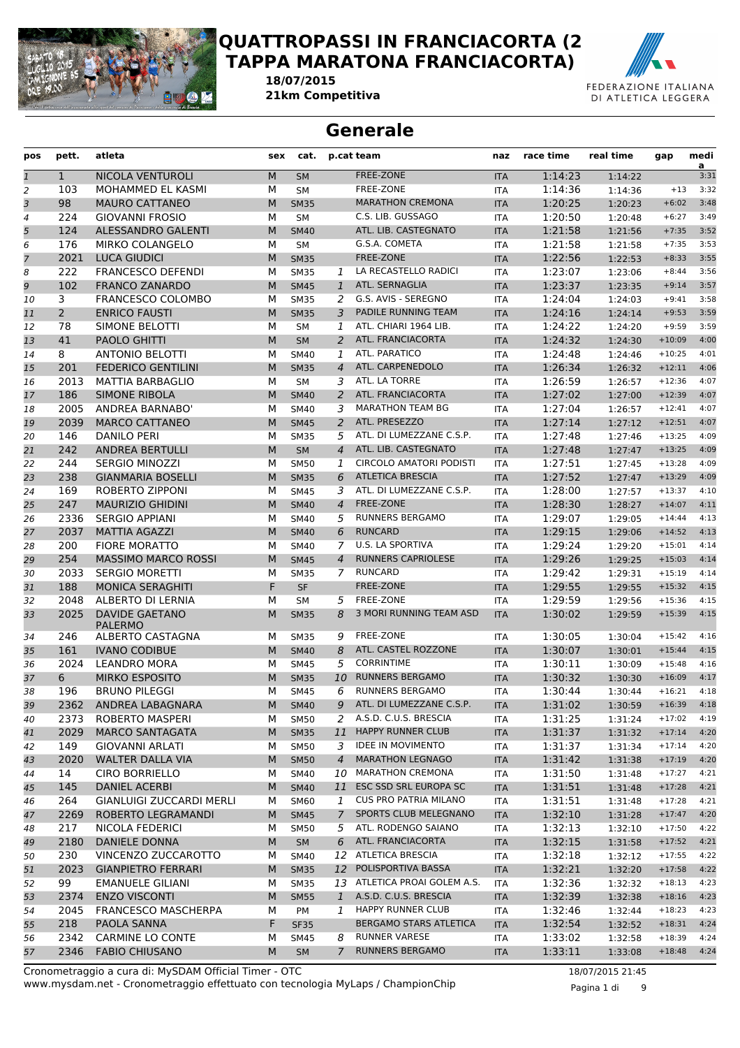# QUATTROPASSI IN FRANCIACORTA (2 TAPPA MARATONA FRANCIACORTA)

**18/07/2015**
**21km Competitiva**

## Generale

| pos | pett. | atleta | sex | cat. | p.cat | team | naz | race time | real time | gap | media |
|---|---|---|---|---|---|---|---|---|---|---|---|
| 1 | 1 | NICOLA VENTUROLI | M | SM | | FREE-ZONE | ITA | 1:14:23 | 1:14:22 | | 3:31 |
| 2 | 103 | MOHAMMED EL KASMI | M | SM | | FREE-ZONE | ITA | 1:14:36 | 1:14:36 | +13 | 3:32 |
| 3 | 98 | MAURO CATTANEO | M | SM35 | | MARATHON CREMONA | ITA | 1:20:25 | 1:20:23 | +6:02 | 3:48 |
| 4 | 224 | GIOVANNI FROSIO | M | SM | | C.S. LIB. GUSSAGO | ITA | 1:20:50 | 1:20:48 | +6:27 | 3:49 |
| 5 | 124 | ALESSANDRO GALENTI | M | SM40 | | ATL. LIB. CASTEGNATO | ITA | 1:21:58 | 1:21:56 | +7:35 | 3:52 |
| 6 | 176 | MIRKO COLANGELO | M | SM | | G.S.A. COMETA | ITA | 1:21:58 | 1:21:58 | +7:35 | 3:53 |
| 7 | 2021 | LUCA GIUDICI | M | SM35 | | FREE-ZONE | ITA | 1:22:56 | 1:22:53 | +8:33 | 3:55 |
| 8 | 222 | FRANCESCO DEFENDI | M | SM35 | 1 | LA RECASTELLO RADICI | ITA | 1:23:07 | 1:23:06 | +8:44 | 3:56 |
| 9 | 102 | FRANCO ZANARDO | M | SM45 | 1 | ATL. SERNAGLIA | ITA | 1:23:37 | 1:23:35 | +9:14 | 3:57 |
| 10 | 3 | FRANCESCO COLOMBO | M | SM35 | 2 | G.S. AVIS - SEREGNO | ITA | 1:24:04 | 1:24:03 | +9:41 | 3:58 |
| 11 | 2 | ENRICO FAUSTI | M | SM35 | 3 | PADILE RUNNING TEAM | ITA | 1:24:16 | 1:24:14 | +9:53 | 3:59 |
| 12 | 78 | SIMONE BELOTTI | M | SM | 1 | ATL. CHIARI 1964 LIB. | ITA | 1:24:22 | 1:24:20 | +9:59 | 3:59 |
| 13 | 41 | PAOLO GHITTI | M | SM | 2 | ATL. FRANCIACORTA | ITA | 1:24:32 | 1:24:30 | +10:09 | 4:00 |
| 14 | 8 | ANTONIO BELOTTI | M | SM40 | 1 | ATL. PARATICO | ITA | 1:24:48 | 1:24:46 | +10:25 | 4:01 |
| 15 | 201 | FEDERICO GENTILINI | M | SM35 | 4 | ATL. CARPENEDOLO | ITA | 1:26:34 | 1:26:32 | +12:11 | 4:06 |
| 16 | 2013 | MATTIA BARBAGLIO | M | SM | 3 | ATL. LA TORRE | ITA | 1:26:59 | 1:26:57 | +12:36 | 4:07 |
| 17 | 186 | SIMONE RIBOLA | M | SM40 | 2 | ATL. FRANCIACORTA | ITA | 1:27:02 | 1:27:00 | +12:39 | 4:07 |
| 18 | 2005 | ANDREA BARNABO' | M | SM40 | 3 | MARATHON TEAM BG | ITA | 1:27:04 | 1:26:57 | +12:41 | 4:07 |
| 19 | 2039 | MARCO CATTANEO | M | SM45 | 2 | ATL. PRESEZZO | ITA | 1:27:14 | 1:27:12 | +12:51 | 4:07 |
| 20 | 146 | DANILO PERI | M | SM35 | 5 | ATL. DI LUMEZZANE C.S.P. | ITA | 1:27:48 | 1:27:46 | +13:25 | 4:09 |
| 21 | 242 | ANDREA BERTULLI | M | SM | 4 | ATL. LIB. CASTEGNATO | ITA | 1:27:48 | 1:27:47 | +13:25 | 4:09 |
| 22 | 244 | SERGIO MINOZZI | M | SM50 | 1 | CIRCOLO AMATORI PODISTI | ITA | 1:27:51 | 1:27:45 | +13:28 | 4:09 |
| 23 | 238 | GIANMARIA BOSELLI | M | SM35 | 6 | ATLETICA BRESCIA | ITA | 1:27:52 | 1:27:47 | +13:29 | 4:09 |
| 24 | 169 | ROBERTO ZIPPONI | M | SM45 | 3 | ATL. DI LUMEZZANE C.S.P. | ITA | 1:28:00 | 1:27:57 | +13:37 | 4:10 |
| 25 | 247 | MAURIZIO GHIDINI | M | SM40 | 4 | FREE-ZONE | ITA | 1:28:30 | 1:28:27 | +14:07 | 4:11 |
| 26 | 2336 | SERGIO APPIANI | M | SM40 | 5 | RUNNERS BERGAMO | ITA | 1:29:07 | 1:29:05 | +14:44 | 4:13 |
| 27 | 2037 | MATTIA AGAZZI | M | SM40 | 6 | RUNCARD | ITA | 1:29:15 | 1:29:06 | +14:52 | 4:13 |
| 28 | 200 | FIORE MORATTO | M | SM40 | 7 | U.S. LA SPORTIVA | ITA | 1:29:24 | 1:29:20 | +15:01 | 4:14 |
| 29 | 254 | MASSIMO MARCO ROSSI | M | SM45 | 4 | RUNNERS CAPRIOLESE | ITA | 1:29:26 | 1:29:25 | +15:03 | 4:14 |
| 30 | 2033 | SERGIO MORETTI | M | SM35 | 7 | RUNCARD | ITA | 1:29:42 | 1:29:31 | +15:19 | 4:14 |
| 31 | 188 | MONICA SERAGHITI | F | SF | | FREE-ZONE | ITA | 1:29:55 | 1:29:55 | +15:32 | 4:15 |
| 32 | 2048 | ALBERTO DI LERNIA | M | SM | 5 | FREE-ZONE | ITA | 1:29:59 | 1:29:56 | +15:36 | 4:15 |
| 33 | 2025 | DAVIDE GAETANO PALERMO | M | SM35 | 8 | 3 MORI RUNNING TEAM ASD | ITA | 1:30:02 | 1:29:59 | +15:39 | 4:15 |
| 34 | 246 | ALBERTO CASTAGNA | M | SM35 | 9 | FREE-ZONE | ITA | 1:30:05 | 1:30:04 | +15:42 | 4:16 |
| 35 | 161 | IVANO CODIBUE | M | SM40 | 8 | ATL. CASTEL ROZZONE | ITA | 1:30:07 | 1:30:01 | +15:44 | 4:15 |
| 36 | 2024 | LEANDRO MORA | M | SM45 | 5 | CORRINTIME | ITA | 1:30:11 | 1:30:09 | +15:48 | 4:16 |
| 37 | 6 | MIRKO ESPOSITO | M | SM35 | 10 | RUNNERS BERGAMO | ITA | 1:30:32 | 1:30:30 | +16:09 | 4:17 |
| 38 | 196 | BRUNO PILEGGI | M | SM45 | 6 | RUNNERS BERGAMO | ITA | 1:30:44 | 1:30:44 | +16:21 | 4:18 |
| 39 | 2362 | ANDREA LABAGNARA | M | SM40 | 9 | ATL. DI LUMEZZANE C.S.P. | ITA | 1:31:02 | 1:30:59 | +16:39 | 4:18 |
| 40 | 2373 | ROBERTO MASPERI | M | SM50 | 2 | A.S.D. C.U.S. BRESCIA | ITA | 1:31:25 | 1:31:24 | +17:02 | 4:19 |
| 41 | 2029 | MARCO SANTAGATA | M | SM35 | 11 | HAPPY RUNNER CLUB | ITA | 1:31:37 | 1:31:32 | +17:14 | 4:20 |
| 42 | 149 | GIOVANNI ARLATI | M | SM50 | 3 | IDEE IN MOVIMENTO | ITA | 1:31:37 | 1:31:34 | +17:14 | 4:20 |
| 43 | 2020 | WALTER DALLA VIA | M | SM50 | 4 | MARATHON LEGNAGO | ITA | 1:31:42 | 1:31:38 | +17:19 | 4:20 |
| 44 | 14 | CIRO BORRIELLO | M | SM40 | 10 | MARATHON CREMONA | ITA | 1:31:50 | 1:31:48 | +17:27 | 4:21 |
| 45 | 145 | DANIEL ACERBI | M | SM40 | 11 | ESC SSD SRL EUROPA SC | ITA | 1:31:51 | 1:31:48 | +17:28 | 4:21 |
| 46 | 264 | GIANLUIGI ZUCCARDI MERLI | M | SM60 | 1 | CUS PRO PATRIA MILANO | ITA | 1:31:51 | 1:31:48 | +17:28 | 4:21 |
| 47 | 2269 | ROBERTO LEGRAMANDI | M | SM45 | 7 | SPORTS CLUB MELEGNANO | ITA | 1:32:10 | 1:31:28 | +17:47 | 4:20 |
| 48 | 217 | NICOLA FEDERICI | M | SM50 | 5 | ATL. RODENGO SAIANO | ITA | 1:32:13 | 1:32:10 | +17:50 | 4:22 |
| 49 | 2180 | DANIELE DONNA | M | SM | 6 | ATL. FRANCIACORTA | ITA | 1:32:15 | 1:31:58 | +17:52 | 4:21 |
| 50 | 230 | VINCENZO ZUCCAROTTO | M | SM40 | 12 | ATLETICA BRESCIA | ITA | 1:32:18 | 1:32:12 | +17:55 | 4:22 |
| 51 | 2023 | GIANPIETRO FERRARI | M | SM35 | 12 | POLISPORTIVA BASSA | ITA | 1:32:21 | 1:32:20 | +17:58 | 4:22 |
| 52 | 99 | EMANUELE GILIANI | M | SM35 | 13 | ATLETICA PROAI GOLEM A.S. | ITA | 1:32:36 | 1:32:32 | +18:13 | 4:23 |
| 53 | 2374 | ENZO VISCONTI | M | SM55 | 1 | A.S.D. C.U.S. BRESCIA | ITA | 1:32:39 | 1:32:38 | +18:16 | 4:23 |
| 54 | 2045 | FRANCESCO MASCHERPA | M | PM | 1 | HAPPY RUNNER CLUB | ITA | 1:32:46 | 1:32:44 | +18:23 | 4:23 |
| 55 | 218 | PAOLA SANNA | F | SF35 | | BERGAMO STARS ATLETICA | ITA | 1:32:54 | 1:32:52 | +18:31 | 4:24 |
| 56 | 2342 | CARMINE LO CONTE | M | SM45 | 8 | RUNNER VARESE | ITA | 1:33:02 | 1:32:58 | +18:39 | 4:24 |
| 57 | 2346 | FABIO CHIUSANO | M | SM | 7 | RUNNERS BERGAMO | ITA | 1:33:11 | 1:33:08 | +18:48 | 4:24 |

Cronometraggio a cura di: MySDAM Official Timer - OTC
www.mysdam.net - Cronometraggio effettuato con tecnologia MyLaps / ChampionChip
18/07/2015 21:45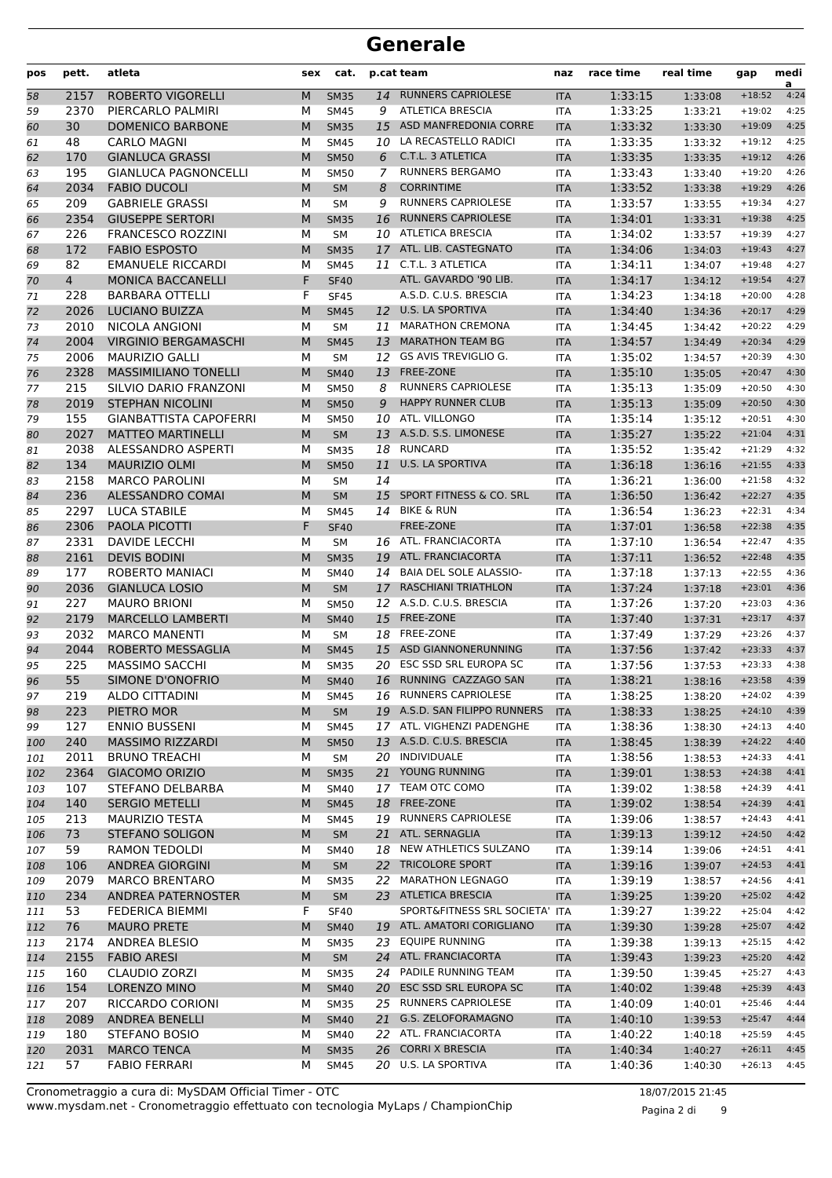# Generale

| pos | pett. | atleta | sex | cat. | p.cat | team | naz | race time | real time | gap | media |
|---|---|---|---|---|---|---|---|---|---|---|---|
| 58 | 2157 | ROBERTO VIGORELLI | M | SM35 | 14 | RUNNERS CAPRIOLESE | ITA | 1:33:15 | 1:33:08 | +18:52 | 4:24 |
| 59 | 2370 | PIERCARLO PALMIRI | M | SM45 | 9 | ATLETICA BRESCIA | ITA | 1:33:25 | 1:33:21 | +19:02 | 4:25 |
| 60 | 30 | DOMENICO BARBONE | M | SM35 | 15 | ASD MANFREDONIA CORRE | ITA | 1:33:32 | 1:33:30 | +19:09 | 4:25 |
| 61 | 48 | CARLO MAGNI | M | SM45 | 10 | LA RECASTELLO RADICI | ITA | 1:33:35 | 1:33:32 | +19:12 | 4:25 |
| 62 | 170 | GIANLUCA GRASSI | M | SM50 | 6 | C.T.L. 3 ATLETICA | ITA | 1:33:35 | 1:33:35 | +19:12 | 4:26 |
| 63 | 195 | GIANLUCA PAGNONCELLI | M | SM50 | 7 | RUNNERS BERGAMO | ITA | 1:33:43 | 1:33:40 | +19:20 | 4:26 |
| 64 | 2034 | FABIO DUCOLI | M | SM | 8 | CORRINTIME | ITA | 1:33:52 | 1:33:38 | +19:29 | 4:26 |
| 65 | 209 | GABRIELE GRASSI | M | SM | 9 | RUNNERS CAPRIOLESE | ITA | 1:33:57 | 1:33:55 | +19:34 | 4:27 |
| 66 | 2354 | GIUSEPPE SERTORI | M | SM35 | 16 | RUNNERS CAPRIOLESE | ITA | 1:34:01 | 1:33:31 | +19:38 | 4:25 |
| 67 | 226 | FRANCESCO ROZZINI | M | SM | 10 | ATLETICA BRESCIA | ITA | 1:34:02 | 1:33:57 | +19:39 | 4:27 |
| 68 | 172 | FABIO ESPOSTO | M | SM35 | 17 | ATL. LIB. CASTEGNATO | ITA | 1:34:06 | 1:34:03 | +19:43 | 4:27 |
| 69 | 82 | EMANUELE RICCARDI | M | SM45 | 11 | C.T.L. 3 ATLETICA | ITA | 1:34:11 | 1:34:07 | +19:48 | 4:27 |
| 70 | 4 | MONICA BACCANELLI | F | SF40 | | ATL. GAVARDO '90 LIB. | ITA | 1:34:17 | 1:34:12 | +19:54 | 4:27 |
| 71 | 228 | BARBARA OTTELLI | F | SF45 | | A.S.D. C.U.S. BRESCIA | ITA | 1:34:23 | 1:34:18 | +20:00 | 4:28 |
| 72 | 2026 | LUCIANO BUIZZA | M | SM45 | 12 | U.S. LA SPORTIVA | ITA | 1:34:40 | 1:34:36 | +20:17 | 4:29 |
| 73 | 2010 | NICOLA ANGIONI | M | SM | 11 | MARATHON CREMONA | ITA | 1:34:45 | 1:34:42 | +20:22 | 4:29 |
| 74 | 2004 | VIRGINIO BERGAMASCHI | M | SM45 | 13 | MARATHON TEAM BG | ITA | 1:34:57 | 1:34:49 | +20:34 | 4:29 |
| 75 | 2006 | MAURIZIO GALLI | M | SM | 12 | GS AVIS TREVIGLIO G. | ITA | 1:35:02 | 1:34:57 | +20:39 | 4:30 |
| 76 | 2328 | MASSIMILIANO TONELLI | M | SM40 | 13 | FREE-ZONE | ITA | 1:35:10 | 1:35:05 | +20:47 | 4:30 |
| 77 | 215 | SILVIO DARIO FRANZONI | M | SM50 | 8 | RUNNERS CAPRIOLESE | ITA | 1:35:13 | 1:35:09 | +20:50 | 4:30 |
| 78 | 2019 | STEPHAN NICOLINI | M | SM50 | 9 | HAPPY RUNNER CLUB | ITA | 1:35:13 | 1:35:09 | +20:50 | 4:30 |
| 79 | 155 | GIANBATTISTA CAPOFERRI | M | SM50 | 10 | ATL. VILLONGO | ITA | 1:35:14 | 1:35:12 | +20:51 | 4:30 |
| 80 | 2027 | MATTEO MARTINELLI | M | SM | 13 | A.S.D. S.S. LIMONESE | ITA | 1:35:27 | 1:35:22 | +21:04 | 4:31 |
| 81 | 2038 | ALESSANDRO ASPERTI | M | SM35 | 18 | RUNCARD | ITA | 1:35:52 | 1:35:42 | +21:29 | 4:32 |
| 82 | 134 | MAURIZIO OLMI | M | SM50 | 11 | U.S. LA SPORTIVA | ITA | 1:36:18 | 1:36:16 | +21:55 | 4:33 |
| 83 | 2158 | MARCO PAROLINI | M | SM | 14 | | ITA | 1:36:21 | 1:36:00 | +21:58 | 4:32 |
| 84 | 236 | ALESSANDRO COMAI | M | SM | 15 | SPORT FITNESS & CO. SRL | ITA | 1:36:50 | 1:36:42 | +22:27 | 4:35 |
| 85 | 2297 | LUCA STABILE | M | SM45 | 14 | BIKE & RUN | ITA | 1:36:54 | 1:36:23 | +22:31 | 4:34 |
| 86 | 2306 | PAOLA PICOTTI | F | SF40 | | FREE-ZONE | ITA | 1:37:01 | 1:36:58 | +22:38 | 4:35 |
| 87 | 2331 | DAVIDE LECCHI | M | SM | 16 | ATL. FRANCIACORTA | ITA | 1:37:10 | 1:36:54 | +22:47 | 4:35 |
| 88 | 2161 | DEVIS BODINI | M | SM35 | 19 | ATL. FRANCIACORTA | ITA | 1:37:11 | 1:36:52 | +22:48 | 4:35 |
| 89 | 177 | ROBERTO MANIACI | M | SM40 | 14 | BAIA DEL SOLE ALASSIO- | ITA | 1:37:18 | 1:37:13 | +22:55 | 4:36 |
| 90 | 2036 | GIANLUCA LOSIO | M | SM | 17 | RASCHIANI TRIATHLON | ITA | 1:37:24 | 1:37:18 | +23:01 | 4:36 |
| 91 | 227 | MAURO BRIONI | M | SM50 | 12 | A.S.D. C.U.S. BRESCIA | ITA | 1:37:26 | 1:37:20 | +23:03 | 4:36 |
| 92 | 2179 | MARCELLO LAMBERTI | M | SM40 | 15 | FREE-ZONE | ITA | 1:37:40 | 1:37:31 | +23:17 | 4:37 |
| 93 | 2032 | MARCO MANENTI | M | SM | 18 | FREE-ZONE | ITA | 1:37:49 | 1:37:29 | +23:26 | 4:37 |
| 94 | 2044 | ROBERTO MESSAGLIA | M | SM45 | 15 | ASD GIANNONERUNNING | ITA | 1:37:56 | 1:37:42 | +23:33 | 4:37 |
| 95 | 225 | MASSIMO SACCHI | M | SM35 | 20 | ESC SSD SRL EUROPA SC | ITA | 1:37:56 | 1:37:53 | +23:33 | 4:38 |
| 96 | 55 | SIMONE D'ONOFRIO | M | SM40 | 16 | RUNNING CAZZAGO SAN | ITA | 1:38:21 | 1:38:16 | +23:58 | 4:39 |
| 97 | 219 | ALDO CITTADINI | M | SM45 | 16 | RUNNERS CAPRIOLESE | ITA | 1:38:25 | 1:38:20 | +24:02 | 4:39 |
| 98 | 223 | PIETRO MOR | M | SM | 19 | A.S.D. SAN FILIPPO RUNNERS | ITA | 1:38:33 | 1:38:25 | +24:10 | 4:39 |
| 99 | 127 | ENNIO BUSSENI | M | SM45 | 17 | ATL. VIGHENZI PADENGHE | ITA | 1:38:36 | 1:38:30 | +24:13 | 4:40 |
| 100 | 240 | MASSIMO RIZZARDI | M | SM50 | 13 | A.S.D. C.U.S. BRESCIA | ITA | 1:38:45 | 1:38:39 | +24:22 | 4:40 |
| 101 | 2011 | BRUNO TREACHI | M | SM | 20 | INDIVIDUALE | ITA | 1:38:56 | 1:38:53 | +24:33 | 4:41 |
| 102 | 2364 | GIACOMO ORIZIO | M | SM35 | 21 | YOUNG RUNNING | ITA | 1:39:01 | 1:38:53 | +24:38 | 4:41 |
| 103 | 107 | STEFANO DELBARBA | M | SM40 | 17 | TEAM OTC COMO | ITA | 1:39:02 | 1:38:58 | +24:39 | 4:41 |
| 104 | 140 | SERGIO METELLI | M | SM45 | 18 | FREE-ZONE | ITA | 1:39:02 | 1:38:54 | +24:39 | 4:41 |
| 105 | 213 | MAURIZIO TESTA | M | SM45 | 19 | RUNNERS CAPRIOLESE | ITA | 1:39:06 | 1:38:57 | +24:43 | 4:41 |
| 106 | 73 | STEFANO SOLIGON | M | SM | 21 | ATL. SERNAGLIA | ITA | 1:39:13 | 1:39:12 | +24:50 | 4:42 |
| 107 | 59 | RAMON TEDOLDI | M | SM40 | 18 | NEW ATHLETICS SULZANO | ITA | 1:39:14 | 1:39:06 | +24:51 | 4:41 |
| 108 | 106 | ANDREA GIORGINI | M | SM | 22 | TRICOLORE SPORT | ITA | 1:39:16 | 1:39:07 | +24:53 | 4:41 |
| 109 | 2079 | MARCO BRENTARO | M | SM35 | 22 | MARATHON LEGNAGO | ITA | 1:39:19 | 1:38:57 | +24:56 | 4:41 |
| 110 | 234 | ANDREA PATERNOSTER | M | SM | 23 | ATLETICA BRESCIA | ITA | 1:39:25 | 1:39:20 | +25:02 | 4:42 |
| 111 | 53 | FEDERICA BIEMMI | F | SF40 | | SPORT&FITNESS SRL SOCIETA' | ITA | 1:39:27 | 1:39:22 | +25:04 | 4:42 |
| 112 | 76 | MAURO PRETE | M | SM40 | 19 | ATL. AMATORI CORIGLIANO | ITA | 1:39:30 | 1:39:28 | +25:07 | 4:42 |
| 113 | 2174 | ANDREA BLESIO | M | SM35 | 23 | EQUIPE RUNNING | ITA | 1:39:38 | 1:39:13 | +25:15 | 4:42 |
| 114 | 2155 | FABIO ARESI | M | SM | 24 | ATL. FRANCIACORTA | ITA | 1:39:43 | 1:39:23 | +25:20 | 4:42 |
| 115 | 160 | CLAUDIO ZORZI | M | SM35 | 24 | PADILE RUNNING TEAM | ITA | 1:39:50 | 1:39:45 | +25:27 | 4:43 |
| 116 | 154 | LORENZO MINO | M | SM40 | 20 | ESC SSD SRL EUROPA SC | ITA | 1:40:02 | 1:39:48 | +25:39 | 4:43 |
| 117 | 207 | RICCARDO CORIONI | M | SM35 | 25 | RUNNERS CAPRIOLESE | ITA | 1:40:09 | 1:40:01 | +25:46 | 4:44 |
| 118 | 2089 | ANDREA BENELLI | M | SM40 | 21 | G.S. ZELOFORAMAGNO | ITA | 1:40:10 | 1:39:53 | +25:47 | 4:44 |
| 119 | 180 | STEFANO BOSIO | M | SM40 | 22 | ATL. FRANCIACORTA | ITA | 1:40:22 | 1:40:18 | +25:59 | 4:45 |
| 120 | 2031 | MARCO TENCA | M | SM35 | 26 | CORRI X BRESCIA | ITA | 1:40:34 | 1:40:27 | +26:11 | 4:45 |
| 121 | 57 | FABIO FERRARI | M | SM45 | 20 | U.S. LA SPORTIVA | ITA | 1:40:36 | 1:40:30 | +26:13 | 4:45 |

Cronometraggio a cura di: MySDAM Official Timer - OTC
www.mysdam.net - Cronometraggio effettuato con tecnologia MyLaps / ChampionChip

18/07/2015 21:45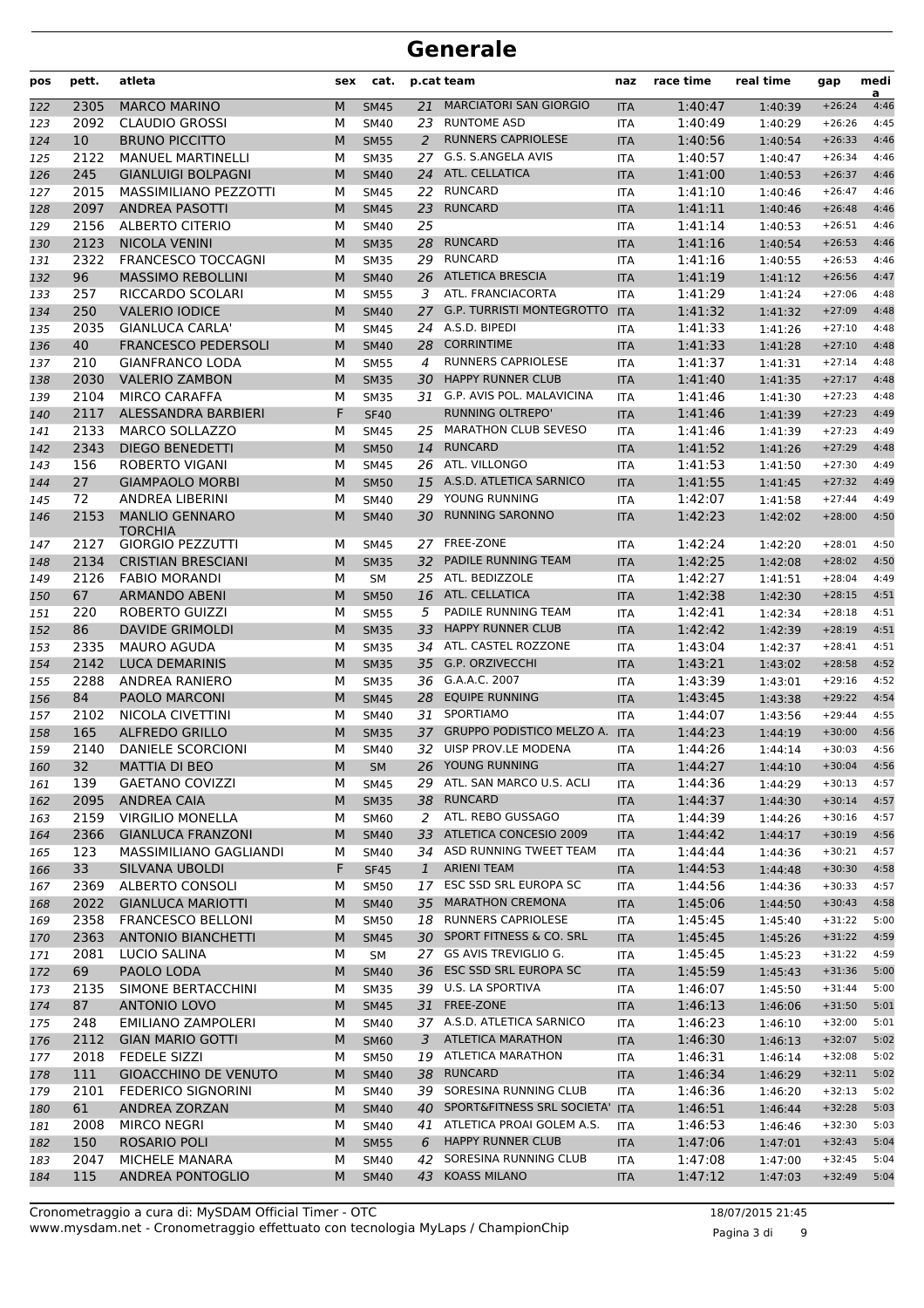# Generale

| pos | pett. | atleta | sex | cat. | p.cat | team | naz | race time | real time | gap | media |
|---|---|---|---|---|---|---|---|---|---|---|---|
| 122 | 2305 | MARCO MARINO | M | SM45 | 21 | MARCIATORI SAN GIORGIO | ITA | 1:40:47 | 1:40:39 | +26:24 | 4:46 |
| 123 | 2092 | CLAUDIO GROSSI | M | SM40 | 23 | RUNTOME ASD | ITA | 1:40:49 | 1:40:29 | +26:26 | 4:45 |
| 124 | 10 | BRUNO PICCITTO | M | SM55 | 2 | RUNNERS CAPRIOLESE | ITA | 1:40:56 | 1:40:54 | +26:33 | 4:46 |
| 125 | 2122 | MANUEL MARTINELLI | M | SM35 | 27 | G.S. S.ANGELA AVIS | ITA | 1:40:57 | 1:40:47 | +26:34 | 4:46 |
| 126 | 245 | GIANLUIGI BOLPAGNI | M | SM40 | 24 | ATL. CELLATICA | ITA | 1:41:00 | 1:40:53 | +26:37 | 4:46 |
| 127 | 2015 | MASSIMILIANO PEZZOTTI | M | SM45 | 22 | RUNCARD | ITA | 1:41:10 | 1:40:46 | +26:47 | 4:46 |
| 128 | 2097 | ANDREA PASOTTI | M | SM45 | 23 | RUNCARD | ITA | 1:41:11 | 1:40:46 | +26:48 | 4:46 |
| 129 | 2156 | ALBERTO CITERIO | M | SM40 | 25 | | ITA | 1:41:14 | 1:40:53 | +26:51 | 4:46 |
| 130 | 2123 | NICOLA VENINI | M | SM35 | 28 | RUNCARD | ITA | 1:41:16 | 1:40:54 | +26:53 | 4:46 |
| 131 | 2322 | FRANCESCO TOCCAGNI | M | SM35 | 29 | RUNCARD | ITA | 1:41:16 | 1:40:55 | +26:53 | 4:46 |
| 132 | 96 | MASSIMO REBOLLINI | M | SM40 | 26 | ATLETICA BRESCIA | ITA | 1:41:19 | 1:41:12 | +26:56 | 4:47 |
| 133 | 257 | RICCARDO SCOLARI | M | SM55 | 3 | ATL. FRANCIACORTA | ITA | 1:41:29 | 1:41:24 | +27:06 | 4:48 |
| 134 | 250 | VALERIO IODICE | M | SM40 | 27 | G.P. TURRISTI MONTEGROTTO | ITA | 1:41:32 | 1:41:32 | +27:09 | 4:48 |
| 135 | 2035 | GIANLUCA CARLA' | M | SM45 | 24 | A.S.D. BIPEDI | ITA | 1:41:33 | 1:41:26 | +27:10 | 4:48 |
| 136 | 40 | FRANCESCO PEDERSOLI | M | SM40 | 28 | CORRINTIME | ITA | 1:41:33 | 1:41:28 | +27:10 | 4:48 |
| 137 | 210 | GIANFRANCO LODA | M | SM55 | 4 | RUNNERS CAPRIOLESE | ITA | 1:41:37 | 1:41:31 | +27:14 | 4:48 |
| 138 | 2030 | VALERIO ZAMBON | M | SM35 | 30 | HAPPY RUNNER CLUB | ITA | 1:41:40 | 1:41:35 | +27:17 | 4:48 |
| 139 | 2104 | MIRCO CARAFFA | M | SM35 | 31 | G.P. AVIS POL. MALAVICINA | ITA | 1:41:46 | 1:41:30 | +27:23 | 4:48 |
| 140 | 2117 | ALESSANDRA BARBIERI | F | SF40 | | RUNNING OLTREPO' | ITA | 1:41:46 | 1:41:39 | +27:23 | 4:49 |
| 141 | 2133 | MARCO SOLLAZZO | M | SM45 | 25 | MARATHON CLUB SEVESO | ITA | 1:41:46 | 1:41:39 | +27:23 | 4:49 |
| 142 | 2343 | DIEGO BENEDETTI | M | SM50 | 14 | RUNCARD | ITA | 1:41:52 | 1:41:26 | +27:29 | 4:48 |
| 143 | 156 | ROBERTO VIGANI | M | SM45 | 26 | ATL. VILLONGO | ITA | 1:41:53 | 1:41:50 | +27:30 | 4:49 |
| 144 | 27 | GIAMPAOLO MORBI | M | SM50 | 15 | A.S.D. ATLETICA SARNICO | ITA | 1:41:55 | 1:41:45 | +27:32 | 4:49 |
| 145 | 72 | ANDREA LIBERINI | M | SM40 | 29 | YOUNG RUNNING | ITA | 1:42:07 | 1:41:58 | +27:44 | 4:49 |
| 146 | 2153 | MANLIO GENNARO TORCHIA | M | SM40 | 30 | RUNNING SARONNO | ITA | 1:42:23 | 1:42:02 | +28:00 | 4:50 |
| 147 | 2127 | GIORGIO PEZZUTTI | M | SM45 | 27 | FREE-ZONE | ITA | 1:42:24 | 1:42:20 | +28:01 | 4:50 |
| 148 | 2134 | CRISTIAN BRESCIANI | M | SM35 | 32 | PADILE RUNNING TEAM | ITA | 1:42:25 | 1:42:08 | +28:02 | 4:50 |
| 149 | 2126 | FABIO MORANDI | M | SM | 25 | ATL. BEDIZZOLE | ITA | 1:42:27 | 1:41:51 | +28:04 | 4:49 |
| 150 | 67 | ARMANDO ABENI | M | SM50 | 16 | ATL. CELLATICA | ITA | 1:42:38 | 1:42:30 | +28:15 | 4:51 |
| 151 | 220 | ROBERTO GUIZZI | M | SM55 | 5 | PADILE RUNNING TEAM | ITA | 1:42:41 | 1:42:34 | +28:18 | 4:51 |
| 152 | 86 | DAVIDE GRIMOLDI | M | SM35 | 33 | HAPPY RUNNER CLUB | ITA | 1:42:42 | 1:42:39 | +28:19 | 4:51 |
| 153 | 2335 | MAURO AGUDA | M | SM35 | 34 | ATL. CASTEL ROZZONE | ITA | 1:43:04 | 1:42:37 | +28:41 | 4:51 |
| 154 | 2142 | LUCA DEMARINIS | M | SM35 | 35 | G.P. ORZIVECCHI | ITA | 1:43:21 | 1:43:02 | +28:58 | 4:52 |
| 155 | 2288 | ANDREA RANIERO | M | SM35 | 36 | G.A.A.C. 2007 | ITA | 1:43:39 | 1:43:01 | +29:16 | 4:52 |
| 156 | 84 | PAOLO MARCONI | M | SM45 | 28 | EQUIPE RUNNING | ITA | 1:43:45 | 1:43:38 | +29:22 | 4:54 |
| 157 | 2102 | NICOLA CIVETTINI | M | SM40 | 31 | SPORTIAMO | ITA | 1:44:07 | 1:43:56 | +29:44 | 4:55 |
| 158 | 165 | ALFREDO GRILLO | M | SM35 | 37 | GRUPPO PODISTICO MELZO A. | ITA | 1:44:23 | 1:44:19 | +30:00 | 4:56 |
| 159 | 2140 | DANIELE SCORCIONI | M | SM40 | 32 | UISP PROV.LE MODENA | ITA | 1:44:26 | 1:44:14 | +30:03 | 4:56 |
| 160 | 32 | MATTIA DI BEO | M | SM | 26 | YOUNG RUNNING | ITA | 1:44:27 | 1:44:10 | +30:04 | 4:56 |
| 161 | 139 | GAETANO COVIZZI | M | SM45 | 29 | ATL. SAN MARCO U.S. ACLI | ITA | 1:44:36 | 1:44:29 | +30:13 | 4:57 |
| 162 | 2095 | ANDREA CAIA | M | SM35 | 38 | RUNCARD | ITA | 1:44:37 | 1:44:30 | +30:14 | 4:57 |
| 163 | 2159 | VIRGILIO MONELLA | M | SM60 | 2 | ATL. REBO GUSSAGO | ITA | 1:44:39 | 1:44:26 | +30:16 | 4:57 |
| 164 | 2366 | GIANLUCA FRANZONI | M | SM40 | 33 | ATLETICA CONCESIO 2009 | ITA | 1:44:42 | 1:44:17 | +30:19 | 4:56 |
| 165 | 123 | MASSIMILIANO GAGLIANDI | M | SM40 | 34 | ASD RUNNING TWEET TEAM | ITA | 1:44:44 | 1:44:36 | +30:21 | 4:57 |
| 166 | 33 | SILVANA UBOLDI | F | SF45 | 1 | ARIENI TEAM | ITA | 1:44:53 | 1:44:48 | +30:30 | 4:58 |
| 167 | 2369 | ALBERTO CONSOLI | M | SM50 | 17 | ESC SSD SRL EUROPA SC | ITA | 1:44:56 | 1:44:36 | +30:33 | 4:57 |
| 168 | 2022 | GIANLUCA MARIOTTI | M | SM40 | 35 | MARATHON CREMONA | ITA | 1:45:06 | 1:44:50 | +30:43 | 4:58 |
| 169 | 2358 | FRANCESCO BELLONI | M | SM50 | 18 | RUNNERS CAPRIOLESE | ITA | 1:45:45 | 1:45:40 | +31:22 | 5:00 |
| 170 | 2363 | ANTONIO BIANCHETTI | M | SM45 | 30 | SPORT FITNESS & CO. SRL | ITA | 1:45:45 | 1:45:26 | +31:22 | 4:59 |
| 171 | 2081 | LUCIO SALINA | M | SM | 27 | GS AVIS TREVIGLIO G. | ITA | 1:45:45 | 1:45:23 | +31:22 | 4:59 |
| 172 | 69 | PAOLO LODA | M | SM40 | 36 | ESC SSD SRL EUROPA SC | ITA | 1:45:59 | 1:45:43 | +31:36 | 5:00 |
| 173 | 2135 | SIMONE BERTACCHINI | M | SM35 | 39 | U.S. LA SPORTIVA | ITA | 1:46:07 | 1:45:50 | +31:44 | 5:00 |
| 174 | 87 | ANTONIO LOVO | M | SM45 | 31 | FREE-ZONE | ITA | 1:46:13 | 1:46:06 | +31:50 | 5:01 |
| 175 | 248 | EMILIANO ZAMPOLERI | M | SM40 | 37 | A.S.D. ATLETICA SARNICO | ITA | 1:46:23 | 1:46:10 | +32:00 | 5:01 |
| 176 | 2112 | GIAN MARIO GOTTI | M | SM60 | 3 | ATLETICA MARATHON | ITA | 1:46:30 | 1:46:13 | +32:07 | 5:02 |
| 177 | 2018 | FEDELE SIZZI | M | SM50 | 19 | ATLETICA MARATHON | ITA | 1:46:31 | 1:46:14 | +32:08 | 5:02 |
| 178 | 111 | GIOACCHINO DE VENUTO | M | SM40 | 38 | RUNCARD | ITA | 1:46:34 | 1:46:29 | +32:11 | 5:02 |
| 179 | 2101 | FEDERICO SIGNORINI | M | SM40 | 39 | SORESINA RUNNING CLUB | ITA | 1:46:36 | 1:46:20 | +32:13 | 5:02 |
| 180 | 61 | ANDREA ZORZAN | M | SM40 | 40 | SPORT&FITNESS SRL SOCIETA' | ITA | 1:46:51 | 1:46:44 | +32:28 | 5:03 |
| 181 | 2008 | MIRCO NEGRI | M | SM40 | 41 | ATLETICA PROAI GOLEM A.S. | ITA | 1:46:53 | 1:46:46 | +32:30 | 5:03 |
| 182 | 150 | ROSARIO POLI | M | SM55 | 6 | HAPPY RUNNER CLUB | ITA | 1:47:06 | 1:47:01 | +32:43 | 5:04 |
| 183 | 2047 | MICHELE MANARA | M | SM40 | 42 | SORESINA RUNNING CLUB | ITA | 1:47:08 | 1:47:00 | +32:45 | 5:04 |
| 184 | 115 | ANDREA PONTOGLIO | M | SM40 | 43 | KOASS MILANO | ITA | 1:47:12 | 1:47:03 | +32:49 | 5:04 |

Cronometraggio a cura di: MySDAM Official Timer - OTC
www.mysdam.net - Cronometraggio effettuato con tecnologia MyLaps / ChampionChip

18/07/2015 21:45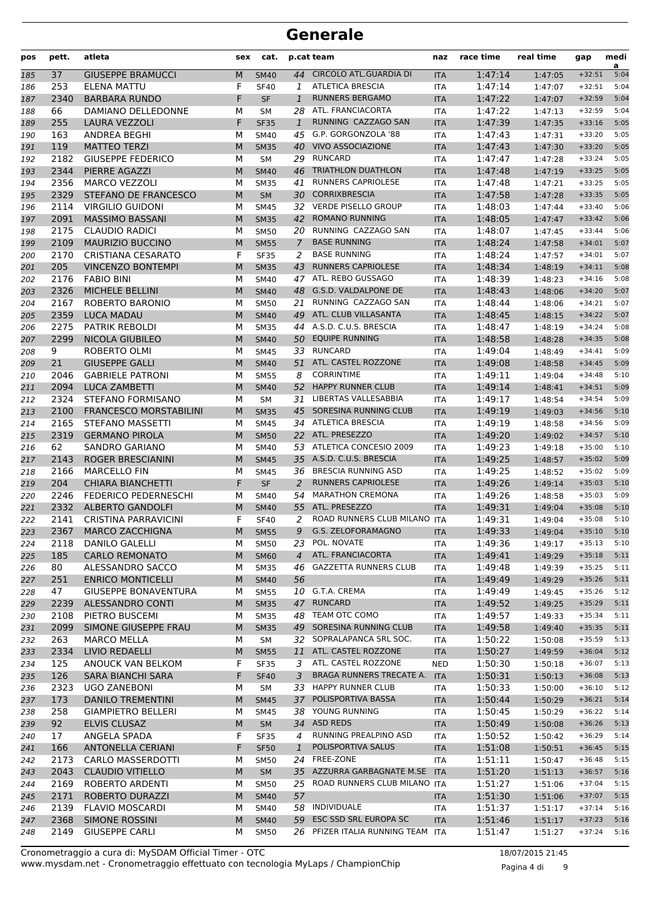# Generale

| pos | pett. | atleta | sex | cat. | p.cat | team | naz | race time | real time | gap | media |
|---|---|---|---|---|---|---|---|---|---|---|---|
| 185 | 37 | GIUSEPPE BRAMUCCI | M | SM40 | 44 | CIRCOLO ATL.GUARDIA DI | ITA | 1:47:14 | 1:47:05 | +32:51 | 5:04 |
| 186 | 253 | ELENA MATTU | F | SF40 | 1 | ATLETICA BRESCIA | ITA | 1:47:14 | 1:47:07 | +32:51 | 5:04 |
| 187 | 2340 | BARBARA RUNDO | F | SF | 1 | RUNNERS BERGAMO | ITA | 1:47:22 | 1:47:07 | +32:59 | 5:04 |
| 188 | 66 | DAMIANO DELLEDONNE | M | SM | 28 | ATL. FRANCIACORTA | ITA | 1:47:22 | 1:47:13 | +32:59 | 5:04 |
| 189 | 255 | LAURA VEZZOLI | F | SF35 | 1 | RUNNING CAZZAGO SAN | ITA | 1:47:39 | 1:47:35 | +33:16 | 5:05 |
| 190 | 163 | ANDREA BEGHI | M | SM40 | 45 | G.P. GORGONZOLA '88 | ITA | 1:47:43 | 1:47:31 | +33:20 | 5:05 |
| 191 | 119 | MATTEO TERZI | M | SM35 | 40 | VIVO ASSOCIAZIONE | ITA | 1:47:43 | 1:47:30 | +33:20 | 5:05 |
| 192 | 2182 | GIUSEPPE FEDERICO | M | SM | 29 | RUNCARD | ITA | 1:47:47 | 1:47:28 | +33:24 | 5:05 |
| 193 | 2344 | PIERRE AGAZZI | M | SM40 | 46 | TRIATHLON DUATHLON | ITA | 1:47:48 | 1:47:19 | +33:25 | 5:05 |
| 194 | 2356 | MARCO VEZZOLI | M | SM35 | 41 | RUNNERS CAPRIOLESE | ITA | 1:47:48 | 1:47:21 | +33:25 | 5:05 |
| 195 | 2329 | STEFANO DE FRANCESCO | M | SM | 30 | CORRIXBRESCIA | ITA | 1:47:58 | 1:47:28 | +33:35 | 5:05 |
| 196 | 2114 | VIRGILIO GUIDONI | M | SM45 | 32 | VERDE PISELLO GROUP | ITA | 1:48:03 | 1:47:44 | +33:40 | 5:06 |
| 197 | 2091 | MASSIMO BASSANI | M | SM35 | 42 | ROMANO RUNNING | ITA | 1:48:05 | 1:47:47 | +33:42 | 5:06 |
| 198 | 2175 | CLAUDIO RADICI | M | SM50 | 20 | RUNNING CAZZAGO SAN | ITA | 1:48:07 | 1:47:45 | +33:44 | 5:06 |
| 199 | 2109 | MAURIZIO BUCCINO | M | SM55 | 7 | BASE RUNNING | ITA | 1:48:24 | 1:47:58 | +34:01 | 5:07 |
| 200 | 2170 | CRISTIANA CESARATO | F | SF35 | 2 | BASE RUNNING | ITA | 1:48:24 | 1:47:57 | +34:01 | 5:07 |
| 201 | 205 | VINCENZO BONTEMPI | M | SM35 | 43 | RUNNERS CAPRIOLESE | ITA | 1:48:34 | 1:48:19 | +34:11 | 5:08 |
| 202 | 2176 | FABIO BINI | M | SM40 | 47 | ATL. REBO GUSSAGO | ITA | 1:48:39 | 1:48:23 | +34:16 | 5:08 |
| 203 | 2326 | MICHELE BELLINI | M | SM40 | 48 | G.S.D. VALDALPONE DE | ITA | 1:48:43 | 1:48:06 | +34:20 | 5:07 |
| 204 | 2167 | ROBERTO BARONIO | M | SM50 | 21 | RUNNING CAZZAGO SAN | ITA | 1:48:44 | 1:48:06 | +34:21 | 5:07 |
| 205 | 2359 | LUCA MADAU | M | SM40 | 49 | ATL. CLUB VILLASANTA | ITA | 1:48:45 | 1:48:15 | +34:22 | 5:07 |
| 206 | 2275 | PATRIK REBOLDI | M | SM35 | 44 | A.S.D. C.U.S. BRESCIA | ITA | 1:48:47 | 1:48:19 | +34:24 | 5:08 |
| 207 | 2299 | NICOLA GIUBILEO | M | SM40 | 50 | EQUIPE RUNNING | ITA | 1:48:58 | 1:48:28 | +34:35 | 5:08 |
| 208 | 9 | ROBERTO OLMI | M | SM45 | 33 | RUNCARD | ITA | 1:49:04 | 1:48:49 | +34:41 | 5:09 |
| 209 | 21 | GIUSEPPE GALLI | M | SM40 | 51 | ATL. CASTEL ROZZONE | ITA | 1:49:08 | 1:48:58 | +34:45 | 5:09 |
| 210 | 2046 | GABRIELE PATRONI | M | SM55 | 8 | CORRINTIME | ITA | 1:49:11 | 1:49:04 | +34:48 | 5:10 |
| 211 | 2094 | LUCA ZAMBETTI | M | SM40 | 52 | HAPPY RUNNER CLUB | ITA | 1:49:14 | 1:48:41 | +34:51 | 5:09 |
| 212 | 2324 | STEFANO FORMISANO | M | SM | 31 | LIBERTAS VALLESABBIA | ITA | 1:49:17 | 1:48:54 | +34:54 | 5:09 |
| 213 | 2100 | FRANCESCO MORSTABILINI | M | SM35 | 45 | SORESINA RUNNING CLUB | ITA | 1:49:19 | 1:49:03 | +34:56 | 5:10 |
| 214 | 2165 | STEFANO MASSETTI | M | SM45 | 34 | ATLETICA BRESCIA | ITA | 1:49:19 | 1:48:58 | +34:56 | 5:09 |
| 215 | 2319 | GERMANO PIROLA | M | SM50 | 22 | ATL. PRESEZZO | ITA | 1:49:20 | 1:49:02 | +34:57 | 5:10 |
| 216 | 62 | SANDRO GARIANO | M | SM40 | 53 | ATLETICA CONCESIO 2009 | ITA | 1:49:23 | 1:49:18 | +35:00 | 5:10 |
| 217 | 2143 | ROGER BRESCIANINI | M | SM45 | 35 | A.S.D. C.U.S. BRESCIA | ITA | 1:49:25 | 1:48:57 | +35:02 | 5:09 |
| 218 | 2166 | MARCELLO FIN | M | SM45 | 36 | BRESCIA RUNNING ASD | ITA | 1:49:25 | 1:48:52 | +35:02 | 5:09 |
| 219 | 204 | CHIARA BIANCHETTI | F | SF | 2 | RUNNERS CAPRIOLESE | ITA | 1:49:26 | 1:49:14 | +35:03 | 5:10 |
| 220 | 2246 | FEDERICO PEDERNESCHI | M | SM40 | 54 | MARATHON CREMONA | ITA | 1:49:26 | 1:48:58 | +35:03 | 5:09 |
| 221 | 2332 | ALBERTO GANDOLFI | M | SM40 | 55 | ATL. PRESEZZO | ITA | 1:49:31 | 1:49:04 | +35:08 | 5:10 |
| 222 | 2141 | CRISTINA PARRAVICINI | F | SF40 | 2 | ROAD RUNNERS CLUB MILANO | ITA | 1:49:31 | 1:49:04 | +35:08 | 5:10 |
| 223 | 2367 | MARCO ZACCHIGNA | M | SM55 | 9 | G.S. ZELOFORAMAGNO | ITA | 1:49:33 | 1:49:04 | +35:10 | 5:10 |
| 224 | 2118 | DANILO GALELLI | M | SM50 | 23 | POL. NOVATE | ITA | 1:49:36 | 1:49:17 | +35:13 | 5:10 |
| 225 | 185 | CARLO REMONATO | M | SM60 | 4 | ATL. FRANCIACORTA | ITA | 1:49:41 | 1:49:29 | +35:18 | 5:11 |
| 226 | 80 | ALESSANDRO SACCO | M | SM35 | 46 | GAZZETTA RUNNERS CLUB | ITA | 1:49:48 | 1:49:39 | +35:25 | 5:11 |
| 227 | 251 | ENRICO MONTICELLI | M | SM40 | 56 | | ITA | 1:49:49 | 1:49:29 | +35:26 | 5:11 |
| 228 | 47 | GIUSEPPE BONAVENTURA | M | SM55 | 10 | G.T.A. CREMA | ITA | 1:49:49 | 1:49:45 | +35:26 | 5:12 |
| 229 | 2239 | ALESSANDRO CONTI | M | SM35 | 47 | RUNCARD | ITA | 1:49:52 | 1:49:25 | +35:29 | 5:11 |
| 230 | 2108 | PIETRO BUSCEMI | M | SM35 | 48 | TEAM OTC COMO | ITA | 1:49:57 | 1:49:33 | +35:34 | 5:11 |
| 231 | 2099 | SIMONE GIUSEPPE FRAU | M | SM35 | 49 | SORESINA RUNNING CLUB | ITA | 1:49:58 | 1:49:40 | +35:35 | 5:11 |
| 232 | 263 | MARCO MELLA | M | SM | 32 | SOPRALAPANCA SRL SOC. | ITA | 1:50:22 | 1:50:08 | +35:59 | 5:13 |
| 233 | 2334 | LIVIO REDAELLI | M | SM55 | 11 | ATL. CASTEL ROZZONE | ITA | 1:50:27 | 1:49:59 | +36:04 | 5:12 |
| 234 | 125 | ANOUCK VAN BELKOM | F | SF35 | 3 | ATL. CASTEL ROZZONE | NED | 1:50:30 | 1:50:18 | +36:07 | 5:13 |
| 235 | 126 | SARA BIANCHI SARA | F | SF40 | 3 | BRAGA RUNNERS TRECATE A. | ITA | 1:50:31 | 1:50:13 | +36:08 | 5:13 |
| 236 | 2323 | UGO ZANEBONI | M | SM | 33 | HAPPY RUNNER CLUB | ITA | 1:50:33 | 1:50:00 | +36:10 | 5:12 |
| 237 | 173 | DANILO TREMENTINI | M | SM45 | 37 | POLISPORTIVA BASSA | ITA | 1:50:44 | 1:50:29 | +36:21 | 5:14 |
| 238 | 258 | GIAMPIETRO BELLERI | M | SM45 | 38 | YOUNG RUNNING | ITA | 1:50:45 | 1:50:29 | +36:22 | 5:14 |
| 239 | 92 | ELVIS CLUSAZ | M | SM | 34 | ASD REDS | ITA | 1:50:49 | 1:50:08 | +36:26 | 5:13 |
| 240 | 17 | ANGELA SPADA | F | SF35 | 4 | RUNNING PREALPINO ASD | ITA | 1:50:52 | 1:50:42 | +36:29 | 5:14 |
| 241 | 166 | ANTONELLA CERIANI | F | SF50 | 1 | POLISPORTIVA SALUS | ITA | 1:51:08 | 1:50:51 | +36:45 | 5:15 |
| 242 | 2173 | CARLO MASSERDOTTI | M | SM50 | 24 | FREE-ZONE | ITA | 1:51:11 | 1:50:47 | +36:48 | 5:15 |
| 243 | 2043 | CLAUDIO VITIELLO | M | SM | 35 | AZZURRA GARBAGNATE M.SE | ITA | 1:51:20 | 1:51:13 | +36:57 | 5:16 |
| 244 | 2169 | ROBERTO ARDENTI | M | SM50 | 25 | ROAD RUNNERS CLUB MILANO | ITA | 1:51:27 | 1:51:06 | +37:04 | 5:15 |
| 245 | 2171 | ROBERTO DURAZZI | M | SM40 | 57 | | ITA | 1:51:30 | 1:51:06 | +37:07 | 5:15 |
| 246 | 2139 | FLAVIO MOSCARDI | M | SM40 | 58 | INDIVIDUALE | ITA | 1:51:37 | 1:51:17 | +37:14 | 5:16 |
| 247 | 2368 | SIMONE ROSSINI | M | SM40 | 59 | ESC SSD SRL EUROPA SC | ITA | 1:51:46 | 1:51:17 | +37:23 | 5:16 |
| 248 | 2149 | GIUSEPPE CARLI | M | SM50 | 26 | PFIZER ITALIA RUNNING TEAM | ITA | 1:51:47 | 1:51:27 | +37:24 | 5:16 |

Cronometraggio a cura di: MySDAM Official Timer - OTC
www.mysdam.net - Cronometraggio effettuato con tecnologia MyLaps / ChampionChip

18/07/2015 21:45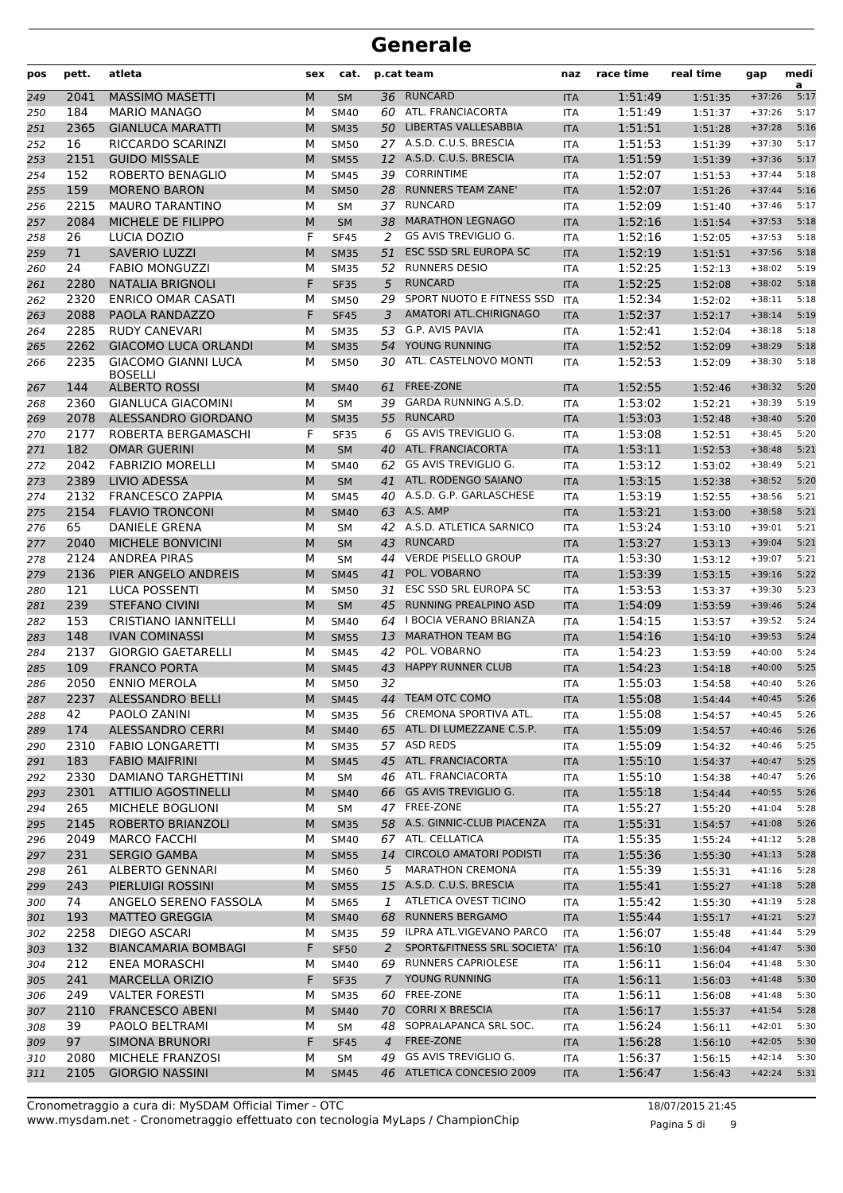# Generale

| pos | pett. | atleta | sex | cat. | p.cat | team | naz | race time | real time | gap | media |
|---|---|---|---|---|---|---|---|---|---|---|---|
| 249 | 2041 | MASSIMO MASETTI | M | SM | 36 | RUNCARD | ITA | 1:51:49 | 1:51:35 | +37:26 | 5:17 |
| 250 | 184 | MARIO MANAGO | M | SM40 | 60 | ATL. FRANCIACORTA | ITA | 1:51:49 | 1:51:37 | +37:26 | 5:17 |
| 251 | 2365 | GIANLUCA MARATTI | M | SM35 | 50 | LIBERTAS VALLESABBIA | ITA | 1:51:51 | 1:51:28 | +37:28 | 5:16 |
| 252 | 16 | RICCARDO SCARINZI | M | SM50 | 27 | A.S.D. C.U.S. BRESCIA | ITA | 1:51:53 | 1:51:39 | +37:30 | 5:17 |
| 253 | 2151 | GUIDO MISSALE | M | SM55 | 12 | A.S.D. C.U.S. BRESCIA | ITA | 1:51:59 | 1:51:39 | +37:36 | 5:17 |
| 254 | 152 | ROBERTO BENAGLIO | M | SM45 | 39 | CORRINTIME | ITA | 1:52:07 | 1:51:53 | +37:44 | 5:18 |
| 255 | 159 | MORENO BARON | M | SM50 | 28 | RUNNERS TEAM ZANE' | ITA | 1:52:07 | 1:51:26 | +37:44 | 5:16 |
| 256 | 2215 | MAURO TARANTINO | M | SM | 37 | RUNCARD | ITA | 1:52:09 | 1:51:40 | +37:46 | 5:17 |
| 257 | 2084 | MICHELE DE FILIPPO | M | SM | 38 | MARATHON LEGNAGO | ITA | 1:52:16 | 1:51:54 | +37:53 | 5:18 |
| 258 | 26 | LUCIA DOZIO | F | SF45 | 2 | GS AVIS TREVIGLIO G. | ITA | 1:52:16 | 1:52:05 | +37:53 | 5:18 |
| 259 | 71 | SAVERIO LUZZI | M | SM35 | 51 | ESC SSD SRL EUROPA SC | ITA | 1:52:19 | 1:51:51 | +37:56 | 5:18 |
| 260 | 24 | FABIO MONGUZZI | M | SM35 | 52 | RUNNERS DESIO | ITA | 1:52:25 | 1:52:13 | +38:02 | 5:19 |
| 261 | 2280 | NATALIA BRIGNOLI | F | SF35 | 5 | RUNCARD | ITA | 1:52:25 | 1:52:08 | +38:02 | 5:18 |
| 262 | 2320 | ENRICO OMAR CASATI | M | SM50 | 29 | SPORT NUOTO E FITNESS SSD | ITA | 1:52:34 | 1:52:02 | +38:11 | 5:18 |
| 263 | 2088 | PAOLA RANDAZZO | F | SF45 | 3 | AMATORI ATL.CHIRIGNAGO | ITA | 1:52:37 | 1:52:17 | +38:14 | 5:19 |
| 264 | 2285 | RUDY CANEVARI | M | SM35 | 53 | G.P. AVIS PAVIA | ITA | 1:52:41 | 1:52:04 | +38:18 | 5:18 |
| 265 | 2262 | GIACOMO LUCA ORLANDI | M | SM35 | 54 | YOUNG RUNNING | ITA | 1:52:52 | 1:52:09 | +38:29 | 5:18 |
| 266 | 2235 | GIACOMO GIANNI LUCA BOSELLI | M | SM50 | 30 | ATL. CASTELNOVO MONTI | ITA | 1:52:53 | 1:52:09 | +38:30 | 5:18 |
| 267 | 144 | ALBERTO ROSSI | M | SM40 | 61 | FREE-ZONE | ITA | 1:52:55 | 1:52:46 | +38:32 | 5:20 |
| 268 | 2360 | GIANLUCA GIACOMINI | M | SM | 39 | GARDA RUNNING A.S.D. | ITA | 1:53:02 | 1:52:21 | +38:39 | 5:19 |
| 269 | 2078 | ALESSANDRO GIORDANO | M | SM35 | 55 | RUNCARD | ITA | 1:53:03 | 1:52:48 | +38:40 | 5:20 |
| 270 | 2177 | ROBERTA BERGAMASCHI | F | SF35 | 6 | GS AVIS TREVIGLIO G. | ITA | 1:53:08 | 1:52:51 | +38:45 | 5:20 |
| 271 | 182 | OMAR GUERINI | M | SM | 40 | ATL. FRANCIACORTA | ITA | 1:53:11 | 1:52:53 | +38:48 | 5:21 |
| 272 | 2042 | FABRIZIO MORELLI | M | SM40 | 62 | GS AVIS TREVIGLIO G. | ITA | 1:53:12 | 1:53:02 | +38:49 | 5:21 |
| 273 | 2389 | LIVIO ADESSA | M | SM | 41 | ATL. RODENGO SAIANO | ITA | 1:53:15 | 1:52:38 | +38:52 | 5:20 |
| 274 | 2132 | FRANCESCO ZAPPIA | M | SM45 | 40 | A.S.D. G.P. GARLASCHESE | ITA | 1:53:19 | 1:52:55 | +38:56 | 5:21 |
| 275 | 2154 | FLAVIO TRONCONI | M | SM40 | 63 | A.S. AMP | ITA | 1:53:21 | 1:53:00 | +38:58 | 5:21 |
| 276 | 65 | DANIELE GRENA | M | SM | 42 | A.S.D. ATLETICA SARNICO | ITA | 1:53:24 | 1:53:10 | +39:01 | 5:21 |
| 277 | 2040 | MICHELE BONVICINI | M | SM | 43 | RUNCARD | ITA | 1:53:27 | 1:53:13 | +39:04 | 5:21 |
| 278 | 2124 | ANDREA PIRAS | M | SM | 44 | VERDE PISELLO GROUP | ITA | 1:53:30 | 1:53:12 | +39:07 | 5:21 |
| 279 | 2136 | PIER ANGELO ANDREIS | M | SM45 | 41 | POL. VOBARNO | ITA | 1:53:39 | 1:53:15 | +39:16 | 5:22 |
| 280 | 121 | LUCA POSSENTI | M | SM50 | 31 | ESC SSD SRL EUROPA SC | ITA | 1:53:53 | 1:53:37 | +39:30 | 5:23 |
| 281 | 239 | STEFANO CIVINI | M | SM | 45 | RUNNING PREALPINO ASD | ITA | 1:54:09 | 1:53:59 | +39:46 | 5:24 |
| 282 | 153 | CRISTIANO IANNITELLI | M | SM40 | 64 | I BOCIA VERANO BRIANZA | ITA | 1:54:15 | 1:53:57 | +39:52 | 5:24 |
| 283 | 148 | IVAN COMINASSI | M | SM55 | 13 | MARATHON TEAM BG | ITA | 1:54:16 | 1:54:10 | +39:53 | 5:24 |
| 284 | 2137 | GIORGIO GAETARELLI | M | SM45 | 42 | POL. VOBARNO | ITA | 1:54:23 | 1:53:59 | +40:00 | 5:24 |
| 285 | 109 | FRANCO PORTA | M | SM45 | 43 | HAPPY RUNNER CLUB | ITA | 1:54:23 | 1:54:18 | +40:00 | 5:25 |
| 286 | 2050 | ENNIO MEROLA | M | SM50 | 32 | | ITA | 1:55:03 | 1:54:58 | +40:40 | 5:26 |
| 287 | 2237 | ALESSANDRO BELLI | M | SM45 | 44 | TEAM OTC COMO | ITA | 1:55:08 | 1:54:44 | +40:45 | 5:26 |
| 288 | 42 | PAOLO ZANINI | M | SM35 | 56 | CREMONA SPORTIVA ATL. | ITA | 1:55:08 | 1:54:57 | +40:45 | 5:26 |
| 289 | 174 | ALESSANDRO CERRI | M | SM40 | 65 | ATL. DI LUMEZZANE C.S.P. | ITA | 1:55:09 | 1:54:57 | +40:46 | 5:26 |
| 290 | 2310 | FABIO LONGARETTI | M | SM35 | 57 | ASD REDS | ITA | 1:55:09 | 1:54:32 | +40:46 | 5:25 |
| 291 | 183 | FABIO MAIFRINI | M | SM45 | 45 | ATL. FRANCIACORTA | ITA | 1:55:10 | 1:54:37 | +40:47 | 5:25 |
| 292 | 2330 | DAMIANO TARGHETTINI | M | SM | 46 | ATL. FRANCIACORTA | ITA | 1:55:10 | 1:54:38 | +40:47 | 5:26 |
| 293 | 2301 | ATTILIO AGOSTINELLI | M | SM40 | 66 | GS AVIS TREVIGLIO G. | ITA | 1:55:18 | 1:54:44 | +40:55 | 5:26 |
| 294 | 265 | MICHELE BOGLIONI | M | SM | 47 | FREE-ZONE | ITA | 1:55:27 | 1:55:20 | +41:04 | 5:28 |
| 295 | 2145 | ROBERTO BRIANZOLI | M | SM35 | 58 | A.S. GINNIC-CLUB PIACENZA | ITA | 1:55:31 | 1:54:57 | +41:08 | 5:26 |
| 296 | 2049 | MARCO FACCHI | M | SM40 | 67 | ATL. CELLATICA | ITA | 1:55:35 | 1:55:24 | +41:12 | 5:28 |
| 297 | 231 | SERGIO GAMBA | M | SM55 | 14 | CIRCOLO AMATORI PODISTI | ITA | 1:55:36 | 1:55:30 | +41:13 | 5:28 |
| 298 | 261 | ALBERTO GENNARI | M | SM60 | 5 | MARATHON CREMONA | ITA | 1:55:39 | 1:55:31 | +41:16 | 5:28 |
| 299 | 243 | PIERLUIGI ROSSINI | M | SM55 | 15 | A.S.D. C.U.S. BRESCIA | ITA | 1:55:41 | 1:55:27 | +41:18 | 5:28 |
| 300 | 74 | ANGELO SERENO FASSOLA | M | SM65 | 1 | ATLETICA OVEST TICINO | ITA | 1:55:42 | 1:55:30 | +41:19 | 5:28 |
| 301 | 193 | MATTEO GREGGIA | M | SM40 | 68 | RUNNERS BERGAMO | ITA | 1:55:44 | 1:55:17 | +41:21 | 5:27 |
| 302 | 2258 | DIEGO ASCARI | M | SM35 | 59 | ILPRA ATL.VIGEVANO PARCO | ITA | 1:56:07 | 1:55:48 | +41:44 | 5:29 |
| 303 | 132 | BIANCAMARIA BOMBAGI | F | SF50 | 2 | SPORT&FITNESS SRL SOCIETA' | ITA | 1:56:10 | 1:56:04 | +41:47 | 5:30 |
| 304 | 212 | ENEA MORASCHI | M | SM40 | 69 | RUNNERS CAPRIOLESE | ITA | 1:56:11 | 1:56:04 | +41:48 | 5:30 |
| 305 | 241 | MARCELLA ORIZIO | F | SF35 | 7 | YOUNG RUNNING | ITA | 1:56:11 | 1:56:03 | +41:48 | 5:30 |
| 306 | 249 | VALTER FORESTI | M | SM35 | 60 | FREE-ZONE | ITA | 1:56:11 | 1:56:08 | +41:48 | 5:30 |
| 307 | 2110 | FRANCESCO ABENI | M | SM40 | 70 | CORRI X BRESCIA | ITA | 1:56:17 | 1:55:37 | +41:54 | 5:28 |
| 308 | 39 | PAOLO BELTRAMI | M | SM | 48 | SOPRALAPANCA SRL SOC. | ITA | 1:56:24 | 1:56:11 | +42:01 | 5:30 |
| 309 | 97 | SIMONA BRUNORI | F | SF45 | 4 | FREE-ZONE | ITA | 1:56:28 | 1:56:10 | +42:05 | 5:30 |
| 310 | 2080 | MICHELE FRANZOSI | M | SM | 49 | GS AVIS TREVIGLIO G. | ITA | 1:56:37 | 1:56:15 | +42:14 | 5:30 |
| 311 | 2105 | GIORGIO NASSINI | M | SM45 | 46 | ATLETICA CONCESIO 2009 | ITA | 1:56:47 | 1:56:43 | +42:24 | 5:31 |

Cronometraggio a cura di: MySDAM Official Timer - OTC
www.mysdam.net - Cronometraggio effettuato con tecnologia MyLaps / ChampionChip

18/07/2015 21:45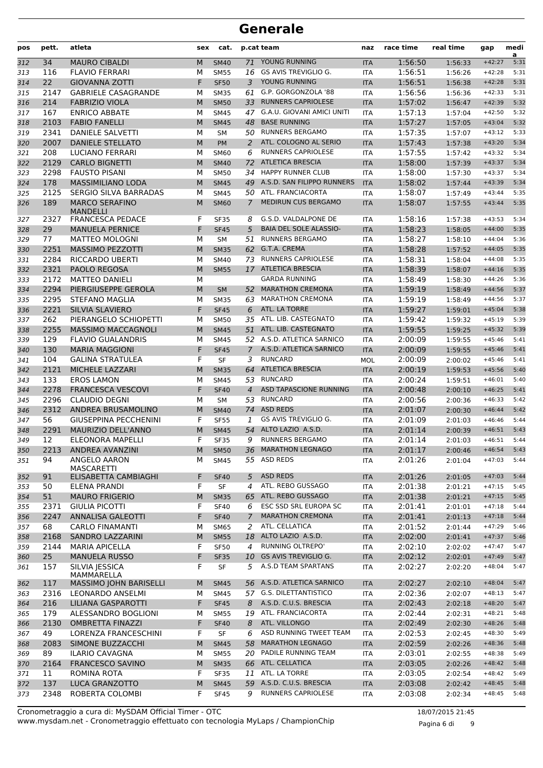# Generale

| pos | pett. | atleta | sex | cat. | p.cat | team | naz | race time | real time | gap | media |
|---|---|---|---|---|---|---|---|---|---|---|---|
| 312 | 34 | MAURO CIBALDI | M | SM40 | 71 | YOUNG RUNNING | ITA | 1:56:50 | 1:56:33 | +42:27 | 5:31 |
| 313 | 116 | FLAVIO FERRARI | M | SM55 | 16 | GS AVIS TREVIGLIO G. | ITA | 1:56:51 | 1:56:26 | +42:28 | 5:31 |
| 314 | 22 | GIOVANNA ZOTTI | F | SF50 | 3 | YOUNG RUNNING | ITA | 1:56:51 | 1:56:38 | +42:28 | 5:31 |
| 315 | 2147 | GABRIELE CASAGRANDE | M | SM35 | 61 | G.P. GORGONZOLA '88 | ITA | 1:56:56 | 1:56:36 | +42:33 | 5:31 |
| 316 | 214 | FABRIZIO VIOLA | M | SM50 | 33 | RUNNERS CAPRIOLESE | ITA | 1:57:02 | 1:56:47 | +42:39 | 5:32 |
| 317 | 167 | ENRICO ABBATE | M | SM45 | 47 | G.A.U. GIOVANI AMICI UNITI | ITA | 1:57:13 | 1:57:04 | +42:50 | 5:32 |
| 318 | 2103 | FABIO FANELLI | M | SM45 | 48 | BASE RUNNING | ITA | 1:57:27 | 1:57:05 | +43:04 | 5:32 |
| 319 | 2341 | DANIELE SALVETTI | M | SM | 50 | RUNNERS BERGAMO | ITA | 1:57:35 | 1:57:07 | +43:12 | 5:33 |
| 320 | 2007 | DANIELE STELLATO | M | PM | 2 | ATL. COLOGNO AL SERIO | ITA | 1:57:43 | 1:57:38 | +43:20 | 5:34 |
| 321 | 208 | LUCIANO FERRARI | M | SM60 | 6 | RUNNERS CAPRIOLESE | ITA | 1:57:55 | 1:57:42 | +43:32 | 5:34 |
| 322 | 2129 | CARLO BIGNETTI | M | SM40 | 72 | ATLETICA BRESCIA | ITA | 1:58:00 | 1:57:39 | +43:37 | 5:34 |
| 323 | 2298 | FAUSTO PISANI | M | SM50 | 34 | HAPPY RUNNER CLUB | ITA | 1:58:00 | 1:57:30 | +43:37 | 5:34 |
| 324 | 178 | MASSIMILIANO LODA | M | SM45 | 49 | A.S.D. SAN FILIPPO RUNNERS | ITA | 1:58:02 | 1:57:44 | +43:39 | 5:34 |
| 325 | 2125 | SERGIO SILVA BARRADAS | M | SM45 | 50 | ATL. FRANCIACORTA | ITA | 1:58:07 | 1:57:49 | +43:44 | 5:35 |
| 326 | 189 | MARCO SERAFINO MANDELLI | M | SM60 | 7 | MEDIRUN CUS BERGAMO | ITA | 1:58:07 | 1:57:55 | +43:44 | 5:35 |
| 327 | 2327 | FRANCESCA PEDACE | F | SF35 | 8 | G.S.D. VALDALPONE DE | ITA | 1:58:16 | 1:57:38 | +43:53 | 5:34 |
| 328 | 29 | MANUELA PERNICE | F | SF45 | 5 | BAIA DEL SOLE ALASSIO- | ITA | 1:58:23 | 1:58:05 | +44:00 | 5:35 |
| 329 | 77 | MATTEO MOLOGNI | M | SM | 51 | RUNNERS BERGAMO | ITA | 1:58:27 | 1:58:10 | +44:04 | 5:36 |
| 330 | 2251 | MASSIMO PEZZOTTI | M | SM35 | 62 | G.T.A. CREMA | ITA | 1:58:28 | 1:57:52 | +44:05 | 5:35 |
| 331 | 2284 | RICCARDO UBERTI | M | SM40 | 73 | RUNNERS CAPRIOLESE | ITA | 1:58:31 | 1:58:04 | +44:08 | 5:35 |
| 332 | 2321 | PAOLO REGOSA | M | SM55 | 17 | ATLETICA BRESCIA | ITA | 1:58:39 | 1:58:07 | +44:16 | 5:35 |
| 333 | 2172 | MATTEO DANIELI | M | | | GARDA RUNNING | ITA | 1:58:49 | 1:58:30 | +44:26 | 5:36 |
| 334 | 2294 | PIERGIUSEPPE GEROLA | M | SM | 52 | MARATHON CREMONA | ITA | 1:59:19 | 1:58:49 | +44:56 | 5:37 |
| 335 | 2295 | STEFANO MAGLIA | M | SM35 | 63 | MARATHON CREMONA | ITA | 1:59:19 | 1:58:49 | +44:56 | 5:37 |
| 336 | 2221 | SILVIA SLAVIERO | F | SF45 | 6 | ATL. LA TORRE | ITA | 1:59:27 | 1:59:01 | +45:04 | 5:38 |
| 337 | 262 | PIERANGELO SCHIOPETTI | M | SM50 | 35 | ATL. LIB. CASTEGNATO | ITA | 1:59:42 | 1:59:32 | +45:19 | 5:39 |
| 338 | 2255 | MASSIMO MACCAGNOLI | M | SM45 | 51 | ATL. LIB. CASTEGNATO | ITA | 1:59:55 | 1:59:25 | +45:32 | 5:39 |
| 339 | 129 | FLAVIO GUALANDRIS | M | SM45 | 52 | A.S.D. ATLETICA SARNICO | ITA | 2:00:09 | 1:59:55 | +45:46 | 5:41 |
| 340 | 130 | MARIA MAGGIONI | F | SF45 | 7 | A.S.D. ATLETICA SARNICO | ITA | 2:00:09 | 1:59:55 | +45:46 | 5:41 |
| 341 | 104 | GALINA STRATULEA | F | SF | 3 | RUNCARD | MOL | 2:00:09 | 2:00:02 | +45:46 | 5:41 |
| 342 | 2121 | MICHELE LAZZARI | M | SM35 | 64 | ATLETICA BRESCIA | ITA | 2:00:19 | 1:59:53 | +45:56 | 5:40 |
| 343 | 133 | EROS LAMON | M | SM45 | 53 | RUNCARD | ITA | 2:00:24 | 1:59:51 | +46:01 | 5:40 |
| 344 | 2278 | FRANCESCA VESCOVI | F | SF40 | 4 | ASD TAPASCIONE RUNNING | ITA | 2:00:48 | 2:00:10 | +46:25 | 5:41 |
| 345 | 2296 | CLAUDIO DEGNI | M | SM | 53 | RUNCARD | ITA | 2:00:56 | 2:00:36 | +46:33 | 5:42 |
| 346 | 2312 | ANDREA BRUSAMOLINO | M | SM40 | 74 | ASD REDS | ITA | 2:01:07 | 2:00:30 | +46:44 | 5:42 |
| 347 | 56 | GIUSEPPINA PECCHENINI | F | SF55 | 1 | GS AVIS TREVIGLIO G. | ITA | 2:01:09 | 2:01:03 | +46:46 | 5:44 |
| 348 | 2291 | MAURIZIO DELL'ANNO | M | SM45 | 54 | ALTO LAZIO A.S.D. | ITA | 2:01:14 | 2:00:39 | +46:51 | 5:43 |
| 349 | 12 | ELEONORA MAPELLI | F | SF35 | 9 | RUNNERS BERGAMO | ITA | 2:01:14 | 2:01:03 | +46:51 | 5:44 |
| 350 | 2213 | ANDREA AVANZINI | M | SM50 | 36 | MARATHON LEGNAGO | ITA | 2:01:17 | 2:00:46 | +46:54 | 5:43 |
| 351 | 94 | ANGELO AARON MASCARETTI | M | SM45 | 55 | ASD REDS | ITA | 2:01:26 | 2:01:04 | +47:03 | 5:44 |
| 352 | 91 | ELISABETTA CAMBIAGHI | F | SF40 | 5 | ASD REDS | ITA | 2:01:26 | 2:01:05 | +47:03 | 5:44 |
| 353 | 50 | ELENA PRANDI | F | SF | 4 | ATL. REBO GUSSAGO | ITA | 2:01:38 | 2:01:21 | +47:15 | 5:45 |
| 354 | 51 | MAURO FRIGERIO | M | SM35 | 65 | ATL. REBO GUSSAGO | ITA | 2:01:38 | 2:01:21 | +47:15 | 5:45 |
| 355 | 2371 | GIULIA PICOTTI | F | SF40 | 6 | ESC SSD SRL EUROPA SC | ITA | 2:01:41 | 2:01:01 | +47:18 | 5:44 |
| 356 | 2247 | ANNALISA GALEOTTI | F | SF40 | 7 | MARATHON CREMONA | ITA | 2:01:41 | 2:01:13 | +47:18 | 5:44 |
| 357 | 68 | CARLO FINAMANTI | M | SM65 | 2 | ATL. CELLATICA | ITA | 2:01:52 | 2:01:44 | +47:29 | 5:46 |
| 358 | 2168 | SANDRO LAZZARINI | M | SM55 | 18 | ALTO LAZIO A.S.D. | ITA | 2:02:00 | 2:01:41 | +47:37 | 5:46 |
| 359 | 2144 | MARIA APICELLA | F | SF50 | 4 | RUNNING OLTREPO' | ITA | 2:02:10 | 2:02:02 | +47:47 | 5:47 |
| 360 | 25 | MANUELA RUSSO | F | SF35 | 10 | GS AVIS TREVIGLIO G. | ITA | 2:02:12 | 2:02:01 | +47:49 | 5:47 |
| 361 | 157 | SILVIA JESSICA MAMMARELLA | F | SF | 5 | A.S.D TEAM SPARTANS | ITA | 2:02:27 | 2:02:20 | +48:04 | 5:47 |
| 362 | 117 | MASSIMO JOHN BARISELLI | M | SM45 | 56 | A.S.D. ATLETICA SARNICO | ITA | 2:02:27 | 2:02:10 | +48:04 | 5:47 |
| 363 | 2316 | LEONARDO ANSELMI | M | SM45 | 57 | G.S. DILETTANTISTICO | ITA | 2:02:36 | 2:02:07 | +48:13 | 5:47 |
| 364 | 216 | LILIANA GASPAROTTI | F | SF45 | 8 | A.S.D. C.U.S. BRESCIA | ITA | 2:02:43 | 2:02:18 | +48:20 | 5:47 |
| 365 | 179 | ALESSANDRO BOGLIONI | M | SM55 | 19 | ATL. FRANCIACORTA | ITA | 2:02:44 | 2:02:31 | +48:21 | 5:48 |
| 366 | 2130 | OMBRETTA FINAZZI | F | SF40 | 8 | ATL. VILLONGO | ITA | 2:02:49 | 2:02:30 | +48:26 | 5:48 |
| 367 | 49 | LORENZA FRANCESCHINI | F | SF | 6 | ASD RUNNING TWEET TEAM | ITA | 2:02:53 | 2:02:45 | +48:30 | 5:49 |
| 368 | 2083 | SIMONE BUZZACCHI | M | SM45 | 58 | MARATHON LEGNAGO | ITA | 2:02:59 | 2:02:26 | +48:36 | 5:48 |
| 369 | 89 | ILARIO CAVAGNA | M | SM55 | 20 | PADILE RUNNING TEAM | ITA | 2:03:01 | 2:02:55 | +48:38 | 5:49 |
| 370 | 2164 | FRANCESCO SAVINO | M | SM35 | 66 | ATL. CELLATICA | ITA | 2:03:05 | 2:02:26 | +48:42 | 5:48 |
| 371 | 11 | ROMINA ROTA | F | SF35 | 11 | ATL. LA TORRE | ITA | 2:03:05 | 2:02:54 | +48:42 | 5:49 |
| 372 | 137 | LUCA GRANZOTTO | M | SM45 | 59 | A.S.D. C.U.S. BRESCIA | ITA | 2:03:08 | 2:02:42 | +48:45 | 5:48 |
| 373 | 2348 | ROBERTA COLOMBI | F | SF45 | 9 | RUNNERS CAPRIOLESE | ITA | 2:03:08 | 2:02:34 | +48:45 | 5:48 |

Cronometraggio a cura di: MySDAM Official Timer - OTC
www.mysdam.net - Cronometraggio effettuato con tecnologia MyLaps / ChampionChip

18/07/2015 21:45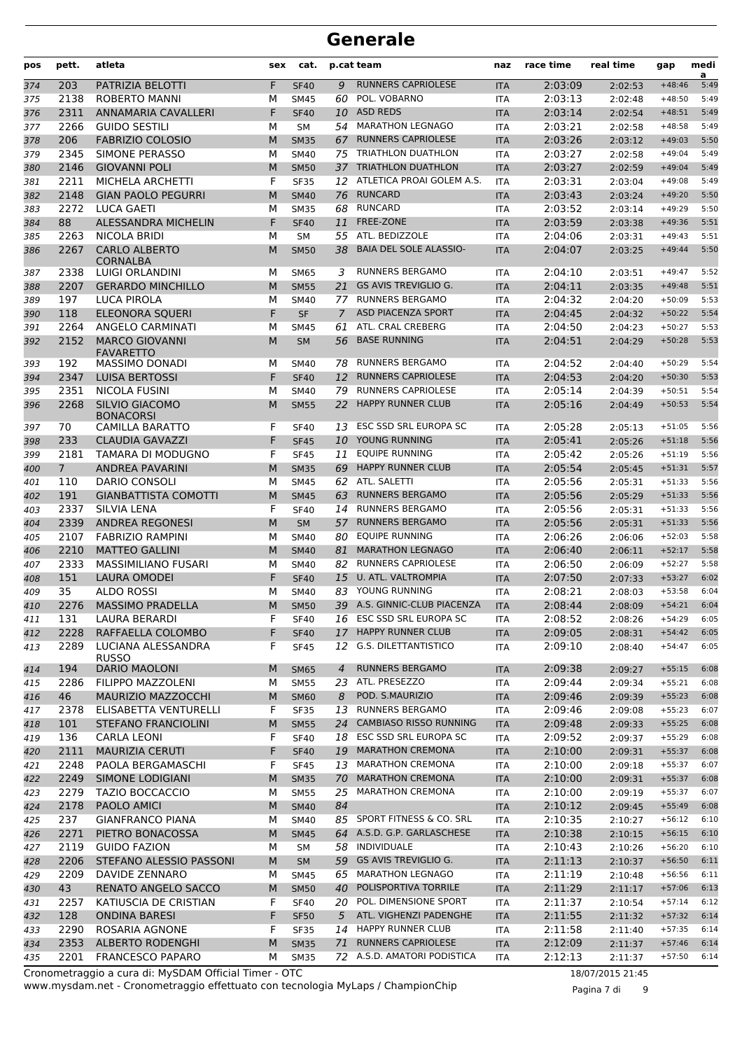# Generale

| pos | pett. | atleta | sex | cat. | p.cat | team | naz | race time | real time | gap | media |
|---|---|---|---|---|---|---|---|---|---|---|---|
| 374 | 203 | PATRIZIA BELOTTI | F | SF40 | 9 | RUNNERS CAPRIOLESE | ITA | 2:03:09 | 2:02:53 | +48:46 | 5:49 |
| 375 | 2138 | ROBERTO MANNI | M | SM45 | 60 | POL. VOBARNO | ITA | 2:03:13 | 2:02:48 | +48:50 | 5:49 |
| 376 | 2311 | ANNAMARIA CAVALLERI | F | SF40 | 10 | ASD REDS | ITA | 2:03:14 | 2:02:54 | +48:51 | 5:49 |
| 377 | 2266 | GUIDO SESTILI | M | SM | 54 | MARATHON LEGNAGO | ITA | 2:03:21 | 2:02:58 | +48:58 | 5:49 |
| 378 | 206 | FABRIZIO COLOSIO | M | SM35 | 67 | RUNNERS CAPRIOLESE | ITA | 2:03:26 | 2:03:12 | +49:03 | 5:50 |
| 379 | 2345 | SIMONE PERASSO | M | SM40 | 75 | TRIATHLON DUATHLON | ITA | 2:03:27 | 2:02:58 | +49:04 | 5:49 |
| 380 | 2146 | GIOVANNI POLI | M | SM50 | 37 | TRIATHLON DUATHLON | ITA | 2:03:27 | 2:02:59 | +49:04 | 5:49 |
| 381 | 2211 | MICHELA ARCHETTI | F | SF35 | 12 | ATLETICA PROAI GOLEM A.S. | ITA | 2:03:31 | 2:03:04 | +49:08 | 5:49 |
| 382 | 2148 | GIAN PAOLO PEGURRI | M | SM40 | 76 | RUNCARD | ITA | 2:03:43 | 2:03:24 | +49:20 | 5:50 |
| 383 | 2272 | LUCA GAETI | M | SM35 | 68 | RUNCARD | ITA | 2:03:52 | 2:03:14 | +49:29 | 5:50 |
| 384 | 88 | ALESSANDRA MICHELIN | F | SF40 | 11 | FREE-ZONE | ITA | 2:03:59 | 2:03:38 | +49:36 | 5:51 |
| 385 | 2263 | NICOLA BRIDI | M | SM | 55 | ATL. BEDIZZOLE | ITA | 2:04:06 | 2:03:31 | +49:43 | 5:51 |
| 386 | 2267 | CARLO ALBERTO CORNALBA | M | SM50 | 38 | BAIA DEL SOLE ALASSIO- | ITA | 2:04:07 | 2:03:25 | +49:44 | 5:50 |
| 387 | 2338 | LUIGI ORLANDINI | M | SM65 | 3 | RUNNERS BERGAMO | ITA | 2:04:10 | 2:03:51 | +49:47 | 5:52 |
| 388 | 2207 | GERARDO MINCHILLO | M | SM55 | 21 | GS AVIS TREVIGLIO G. | ITA | 2:04:11 | 2:03:35 | +49:48 | 5:51 |
| 389 | 197 | LUCA PIROLA | M | SM40 | 77 | RUNNERS BERGAMO | ITA | 2:04:32 | 2:04:20 | +50:09 | 5:53 |
| 390 | 118 | ELEONORA SQUERI | F | SF | 7 | ASD PIACENZA SPORT | ITA | 2:04:45 | 2:04:32 | +50:22 | 5:54 |
| 391 | 2264 | ANGELO CARMINATI | M | SM45 | 61 | ATL. CRAL CREBERG | ITA | 2:04:50 | 2:04:23 | +50:27 | 5:53 |
| 392 | 2152 | MARCO GIOVANNI FAVARETTO | M | SM | 56 | BASE RUNNING | ITA | 2:04:51 | 2:04:29 | +50:28 | 5:53 |
| 393 | 192 | MASSIMO DONADI | M | SM40 | 78 | RUNNERS BERGAMO | ITA | 2:04:52 | 2:04:40 | +50:29 | 5:54 |
| 394 | 2347 | LUISA BERTOSSI | F | SF40 | 12 | RUNNERS CAPRIOLESE | ITA | 2:04:53 | 2:04:20 | +50:30 | 5:53 |
| 395 | 2351 | NICOLA FUSINI | M | SM40 | 79 | RUNNERS CAPRIOLESE | ITA | 2:05:14 | 2:04:39 | +50:51 | 5:54 |
| 396 | 2268 | SILVIO GIACOMO BONACORSI | M | SM55 | 22 | HAPPY RUNNER CLUB | ITA | 2:05:16 | 2:04:49 | +50:53 | 5:54 |
| 397 | 70 | CAMILLA BARATTO | F | SF40 | 13 | ESC SSD SRL EUROPA SC | ITA | 2:05:28 | 2:05:13 | +51:05 | 5:56 |
| 398 | 233 | CLAUDIA GAVAZZI | F | SF45 | 10 | YOUNG RUNNING | ITA | 2:05:41 | 2:05:26 | +51:18 | 5:56 |
| 399 | 2181 | TAMARA DI MODUGNO | F | SF45 | 11 | EQUIPE RUNNING | ITA | 2:05:42 | 2:05:26 | +51:19 | 5:56 |
| 400 | 7 | ANDREA PAVARINI | M | SM35 | 69 | HAPPY RUNNER CLUB | ITA | 2:05:54 | 2:05:45 | +51:31 | 5:57 |
| 401 | 110 | DARIO CONSOLI | M | SM45 | 62 | ATL. SALETTI | ITA | 2:05:56 | 2:05:31 | +51:33 | 5:56 |
| 402 | 191 | GIANBATTISTA COMOTTI | M | SM45 | 63 | RUNNERS BERGAMO | ITA | 2:05:56 | 2:05:29 | +51:33 | 5:56 |
| 403 | 2337 | SILVIA LENA | F | SF40 | 14 | RUNNERS BERGAMO | ITA | 2:05:56 | 2:05:31 | +51:33 | 5:56 |
| 404 | 2339 | ANDREA REGONESI | M | SM | 57 | RUNNERS BERGAMO | ITA | 2:05:56 | 2:05:31 | +51:33 | 5:56 |
| 405 | 2107 | FABRIZIO RAMPINI | M | SM40 | 80 | EQUIPE RUNNING | ITA | 2:06:26 | 2:06:06 | +52:03 | 5:58 |
| 406 | 2210 | MATTEO GALLINI | M | SM40 | 81 | MARATHON LEGNAGO | ITA | 2:06:40 | 2:06:11 | +52:17 | 5:58 |
| 407 | 2333 | MASSIMILIANO FUSARI | M | SM40 | 82 | RUNNERS CAPRIOLESE | ITA | 2:06:50 | 2:06:09 | +52:27 | 5:58 |
| 408 | 151 | LAURA OMODEI | F | SF40 | 15 | U. ATL. VALTROMPIA | ITA | 2:07:50 | 2:07:33 | +53:27 | 6:02 |
| 409 | 35 | ALDO ROSSI | M | SM40 | 83 | YOUNG RUNNING | ITA | 2:08:21 | 2:08:03 | +53:58 | 6:04 |
| 410 | 2276 | MASSIMO PRADELLA | M | SM50 | 39 | A.S. GINNIC-CLUB PIACENZA | ITA | 2:08:44 | 2:08:09 | +54:21 | 6:04 |
| 411 | 131 | LAURA BERARDI | F | SF40 | 16 | ESC SSD SRL EUROPA SC | ITA | 2:08:52 | 2:08:26 | +54:29 | 6:05 |
| 412 | 2228 | RAFFAELLA COLOMBO | F | SF40 | 17 | HAPPY RUNNER CLUB | ITA | 2:09:05 | 2:08:31 | +54:42 | 6:05 |
| 413 | 2289 | LUCIANA ALESSANDRA RUSSO | F | SF45 | 12 | G.S. DILETTANTISTICO | ITA | 2:09:10 | 2:08:40 | +54:47 | 6:05 |
| 414 | 194 | DARIO MAOLONI | M | SM65 | 4 | RUNNERS BERGAMO | ITA | 2:09:38 | 2:09:27 | +55:15 | 6:08 |
| 415 | 2286 | FILIPPO MAZZOLENI | M | SM55 | 23 | ATL. PRESEZZO | ITA | 2:09:44 | 2:09:34 | +55:21 | 6:08 |
| 416 | 46 | MAURIZIO MAZZOCCHI | M | SM60 | 8 | POD. S.MAURIZIO | ITA | 2:09:46 | 2:09:39 | +55:23 | 6:08 |
| 417 | 2378 | ELISABETTA VENTURELLI | F | SF35 | 13 | RUNNERS BERGAMO | ITA | 2:09:46 | 2:09:08 | +55:23 | 6:07 |
| 418 | 101 | STEFANO FRANCIOLINI | M | SM55 | 24 | CAMBIASO RISSO RUNNING | ITA | 2:09:48 | 2:09:33 | +55:25 | 6:08 |
| 419 | 136 | CARLA LEONI | F | SF40 | 18 | ESC SSD SRL EUROPA SC | ITA | 2:09:52 | 2:09:37 | +55:29 | 6:08 |
| 420 | 2111 | MAURIZIA CERUTI | F | SF40 | 19 | MARATHON CREMONA | ITA | 2:10:00 | 2:09:31 | +55:37 | 6:08 |
| 421 | 2248 | PAOLA BERGAMASCHI | F | SF45 | 13 | MARATHON CREMONA | ITA | 2:10:00 | 2:09:18 | +55:37 | 6:07 |
| 422 | 2249 | SIMONE LODIGIANI | M | SM35 | 70 | MARATHON CREMONA | ITA | 2:10:00 | 2:09:31 | +55:37 | 6:08 |
| 423 | 2279 | TAZIO BOCCACCIO | M | SM55 | 25 | MARATHON CREMONA | ITA | 2:10:00 | 2:09:19 | +55:37 | 6:07 |
| 424 | 2178 | PAOLO AMICI | M | SM40 | 84 |  | ITA | 2:10:12 | 2:09:45 | +55:49 | 6:08 |
| 425 | 237 | GIANFRANCO PIANA | M | SM40 | 85 | SPORT FITNESS & CO. SRL | ITA | 2:10:35 | 2:10:27 | +56:12 | 6:10 |
| 426 | 2271 | PIETRO BONACOSSA | M | SM45 | 64 | A.S.D. G.P. GARLASCHESE | ITA | 2:10:38 | 2:10:15 | +56:15 | 6:10 |
| 427 | 2119 | GUIDO FAZION | M | SM | 58 | INDIVIDUALE | ITA | 2:10:43 | 2:10:20 | +56:20 | 6:10 |
| 428 | 2206 | STEFANO ALESSIO PASSONI | M | SM | 59 | GS AVIS TREVIGLIO G. | ITA | 2:11:13 | 2:10:37 | +56:50 | 6:11 |
| 429 | 2209 | DAVIDE ZENNARO | M | SM45 | 65 | MARATHON LEGNAGO | ITA | 2:11:19 | 2:10:48 | +56:56 | 6:11 |
| 430 | 43 | RENATO ANGELO SACCO | M | SM50 | 40 | POLISPORTIVA TORRILE | ITA | 2:11:29 | 2:11:17 | +57:06 | 6:13 |
| 431 | 2257 | KATIUSCIA DE CRISTIAN | F | SF40 | 20 | POL. DIMENSIONE SPORT | ITA | 2:11:37 | 2:10:54 | +57:14 | 6:12 |
| 432 | 128 | ONDINA BARESI | F | SF50 | 5 | ATL. VIGHENZI PADENGHE | ITA | 2:11:55 | 2:11:32 | +57:32 | 6:14 |
| 433 | 2290 | ROSARIA AGNONE | F | SF35 | 14 | HAPPY RUNNER CLUB | ITA | 2:11:58 | 2:11:40 | +57:35 | 6:14 |
| 434 | 2353 | ALBERTO RODENGHI | M | SM35 | 71 | RUNNERS CAPRIOLESE | ITA | 2:12:09 | 2:11:37 | +57:46 | 6:14 |
| 435 | 2201 | FRANCESCO PAPARO | M | SM35 | 72 | A.S.D. AMATORI PODISTICA | ITA | 2:12:13 | 2:11:37 | +57:50 | 6:14 |

Cronometraggio a cura di: MySDAM Official Timer - OTC
www.mysdam.net - Cronometraggio effettuato con tecnologia MyLaps / ChampionChip
18/07/2015 21:45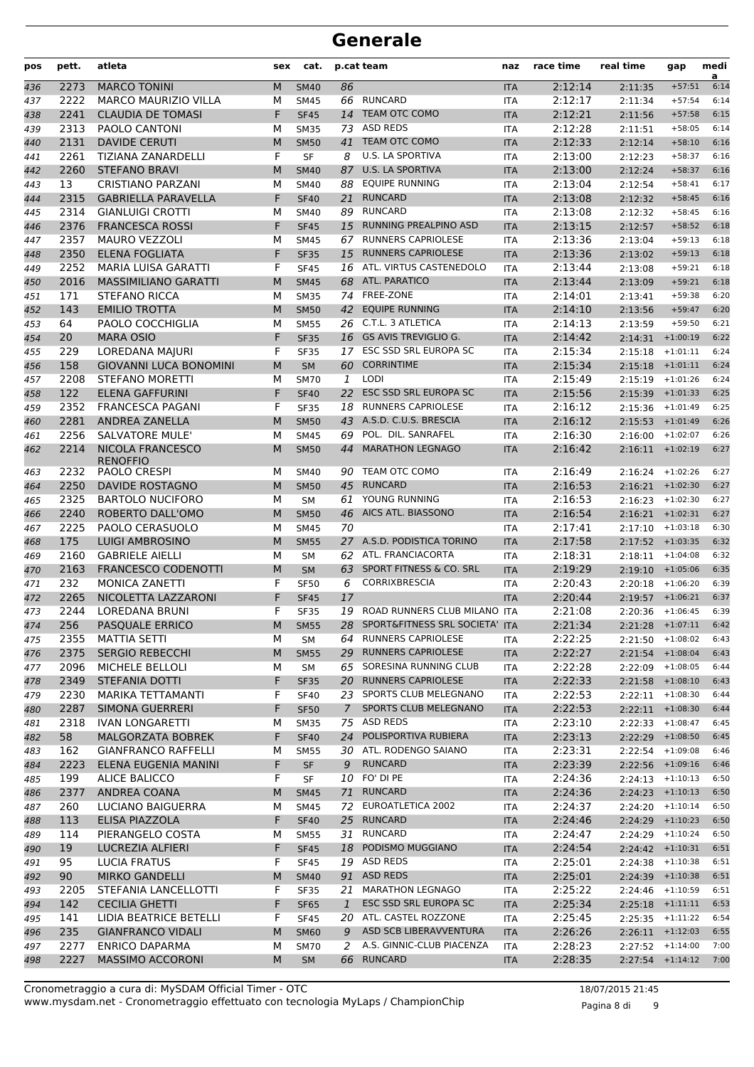# Generale

| pos | pett. | atleta | sex | cat. | p.cat | team | naz | race time | real time | gap | media |
|---|---|---|---|---|---|---|---|---|---|---|---|
| 436 | 2273 | MARCO TONINI | M | SM40 | 86 | | ITA | 2:12:14 | 2:11:35 | +57:51 | 6:14 |
| 437 | 2222 | MARCO MAURIZIO VILLA | M | SM45 | 66 | RUNCARD | ITA | 2:12:17 | 2:11:34 | +57:54 | 6:14 |
| 438 | 2241 | CLAUDIA DE TOMASI | F | SF45 | 14 | TEAM OTC COMO | ITA | 2:12:21 | 2:11:56 | +57:58 | 6:15 |
| 439 | 2313 | PAOLO CANTONI | M | SM35 | 73 | ASD REDS | ITA | 2:12:28 | 2:11:51 | +58:05 | 6:14 |
| 440 | 2131 | DAVIDE CERUTI | M | SM50 | 41 | TEAM OTC COMO | ITA | 2:12:33 | 2:12:14 | +58:10 | 6:16 |
| 441 | 2261 | TIZIANA ZANARDELLI | F | SF | 8 | U.S. LA SPORTIVA | ITA | 2:13:00 | 2:12:23 | +58:37 | 6:16 |
| 442 | 2260 | STEFANO BRAVI | M | SM40 | 87 | U.S. LA SPORTIVA | ITA | 2:13:00 | 2:12:24 | +58:37 | 6:16 |
| 443 | 13 | CRISTIANO PARZANI | M | SM40 | 88 | EQUIPE RUNNING | ITA | 2:13:04 | 2:12:54 | +58:41 | 6:17 |
| 444 | 2315 | GABRIELLA PARAVELLA | F | SF40 | 21 | RUNCARD | ITA | 2:13:08 | 2:12:32 | +58:45 | 6:16 |
| 445 | 2314 | GIANLUIGI CROTTI | M | SM40 | 89 | RUNCARD | ITA | 2:13:08 | 2:12:32 | +58:45 | 6:16 |
| 446 | 2376 | FRANCESCA ROSSI | F | SF45 | 15 | RUNNING PREALPINO ASD | ITA | 2:13:15 | 2:12:57 | +58:52 | 6:18 |
| 447 | 2357 | MAURO VEZZOLI | M | SM45 | 67 | RUNNERS CAPRIOLESE | ITA | 2:13:36 | 2:13:04 | +59:13 | 6:18 |
| 448 | 2350 | ELENA FOGLIATA | F | SF35 | 15 | RUNNERS CAPRIOLESE | ITA | 2:13:36 | 2:13:02 | +59:13 | 6:18 |
| 449 | 2252 | MARIA LUISA GARATTI | F | SF45 | 16 | ATL. VIRTUS CASTENEDOLO | ITA | 2:13:44 | 2:13:08 | +59:21 | 6:18 |
| 450 | 2016 | MASSIMILIANO GARATTI | M | SM45 | 68 | ATL. PARATICO | ITA | 2:13:44 | 2:13:09 | +59:21 | 6:18 |
| 451 | 171 | STEFANO RICCA | M | SM35 | 74 | FREE-ZONE | ITA | 2:14:01 | 2:13:41 | +59:38 | 6:20 |
| 452 | 143 | EMILIO TROTTA | M | SM50 | 42 | EQUIPE RUNNING | ITA | 2:14:10 | 2:13:56 | +59:47 | 6:20 |
| 453 | 64 | PAOLO COCCHIGLIA | M | SM55 | 26 | C.T.L. 3 ATLETICA | ITA | 2:14:13 | 2:13:59 | +59:50 | 6:21 |
| 454 | 20 | MARA OSIO | F | SF35 | 16 | GS AVIS TREVIGLIO G. | ITA | 2:14:42 | 2:14:31 | +1:00:19 | 6:22 |
| 455 | 229 | LOREDANA MAJURI | F | SF35 | 17 | ESC SSD SRL EUROPA SC | ITA | 2:15:34 | 2:15:18 | +1:01:11 | 6:24 |
| 456 | 158 | GIOVANNI LUCA BONOMINI | M | SM | 60 | CORRINTIME | ITA | 2:15:34 | 2:15:18 | +1:01:11 | 6:24 |
| 457 | 2208 | STEFANO MORETTI | M | SM70 | 1 | LODI | ITA | 2:15:49 | 2:15:19 | +1:01:26 | 6:24 |
| 458 | 122 | ELENA GAFFURINI | F | SF40 | 22 | ESC SSD SRL EUROPA SC | ITA | 2:15:56 | 2:15:39 | +1:01:33 | 6:25 |
| 459 | 2352 | FRANCESCA PAGANI | F | SF35 | 18 | RUNNERS CAPRIOLESE | ITA | 2:16:12 | 2:15:36 | +1:01:49 | 6:25 |
| 460 | 2281 | ANDREA ZANELLA | M | SM50 | 43 | A.S.D. C.U.S. BRESCIA | ITA | 2:16:12 | 2:15:53 | +1:01:49 | 6:26 |
| 461 | 2256 | SALVATORE MULE' | M | SM45 | 69 | POL. DIL. SANRAFEL | ITA | 2:16:30 | 2:16:00 | +1:02:07 | 6:26 |
| 462 | 2214 | NICOLA FRANCESCO RENOFFIO | M | SM50 | 44 | MARATHON LEGNAGO | ITA | 2:16:42 | 2:16:11 | +1:02:19 | 6:27 |
| 463 | 2232 | PAOLO CRESPI | M | SM40 | 90 | TEAM OTC COMO | ITA | 2:16:49 | 2:16:24 | +1:02:26 | 6:27 |
| 464 | 2250 | DAVIDE ROSTAGNO | M | SM50 | 45 | RUNCARD | ITA | 2:16:53 | 2:16:21 | +1:02:30 | 6:27 |
| 465 | 2325 | BARTOLO NUCIFORO | M | SM | 61 | YOUNG RUNNING | ITA | 2:16:53 | 2:16:23 | +1:02:30 | 6:27 |
| 466 | 2240 | ROBERTO DALL'OMO | M | SM50 | 46 | AICS ATL. BIASSONO | ITA | 2:16:54 | 2:16:21 | +1:02:31 | 6:27 |
| 467 | 2225 | PAOLO CERASUOLO | M | SM45 | 70 | | ITA | 2:17:41 | 2:17:10 | +1:03:18 | 6:30 |
| 468 | 175 | LUIGI AMBROSINO | M | SM55 | 27 | A.S.D. PODISTICA TORINO | ITA | 2:17:58 | 2:17:52 | +1:03:35 | 6:32 |
| 469 | 2160 | GABRIELE AIELLI | M | SM | 62 | ATL. FRANCIACORTA | ITA | 2:18:31 | 2:18:11 | +1:04:08 | 6:32 |
| 470 | 2163 | FRANCESCO CODENOTTI | M | SM | 63 | SPORT FITNESS & CO. SRL | ITA | 2:19:29 | 2:19:10 | +1:05:06 | 6:35 |
| 471 | 232 | MONICA ZANETTI | F | SF50 | 6 | CORRIXBRESCIA | ITA | 2:20:43 | 2:20:18 | +1:06:20 | 6:39 |
| 472 | 2265 | NICOLETTA LAZZARONI | F | SF45 | 17 | | ITA | 2:20:44 | 2:19:57 | +1:06:21 | 6:37 |
| 473 | 2244 | LOREDANA BRUNI | F | SF35 | 19 | ROAD RUNNERS CLUB MILANO | ITA | 2:21:08 | 2:20:36 | +1:06:45 | 6:39 |
| 474 | 256 | PASQUALE ERRICO | M | SM55 | 28 | SPORT&FITNESS SRL SOCIETA' | ITA | 2:21:34 | 2:21:28 | +1:07:11 | 6:42 |
| 475 | 2355 | MATTIA SETTI | M | SM | 64 | RUNNERS CAPRIOLESE | ITA | 2:22:25 | 2:21:50 | +1:08:02 | 6:43 |
| 476 | 2375 | SERGIO REBECCHI | M | SM55 | 29 | RUNNERS CAPRIOLESE | ITA | 2:22:27 | 2:21:54 | +1:08:04 | 6:43 |
| 477 | 2096 | MICHELE BELLOLI | M | SM | 65 | SORESINA RUNNING CLUB | ITA | 2:22:28 | 2:22:09 | +1:08:05 | 6:44 |
| 478 | 2349 | STEFANIA DOTTI | F | SF35 | 20 | RUNNERS CAPRIOLESE | ITA | 2:22:33 | 2:21:58 | +1:08:10 | 6:43 |
| 479 | 2230 | MARIKA TETTAMANTI | F | SF40 | 23 | SPORTS CLUB MELEGNANO | ITA | 2:22:53 | 2:22:11 | +1:08:30 | 6:44 |
| 480 | 2287 | SIMONA GUERRERI | F | SF50 | 7 | SPORTS CLUB MELEGNANO | ITA | 2:22:53 | 2:22:11 | +1:08:30 | 6:44 |
| 481 | 2318 | IVAN LONGARETTI | M | SM35 | 75 | ASD REDS | ITA | 2:23:10 | 2:22:33 | +1:08:47 | 6:45 |
| 482 | 58 | MALGORZATA BOBREK | F | SF40 | 24 | POLISPORTIVA RUBIERA | ITA | 2:23:13 | 2:22:29 | +1:08:50 | 6:45 |
| 483 | 162 | GIANFRANCO RAFFELLI | M | SM55 | 30 | ATL. RODENGO SAIANO | ITA | 2:23:31 | 2:22:54 | +1:09:08 | 6:46 |
| 484 | 2223 | ELENA EUGENIA MANINI | F | SF | 9 | RUNCARD | ITA | 2:23:39 | 2:22:56 | +1:09:16 | 6:46 |
| 485 | 199 | ALICE BALICCO | F | SF | 10 | FO' DI PE | ITA | 2:24:36 | 2:24:13 | +1:10:13 | 6:50 |
| 486 | 2377 | ANDREA COANA | M | SM45 | 71 | RUNCARD | ITA | 2:24:36 | 2:24:23 | +1:10:13 | 6:50 |
| 487 | 260 | LUCIANO BAIGUERRA | M | SM45 | 72 | EUROATLETICA 2002 | ITA | 2:24:37 | 2:24:20 | +1:10:14 | 6:50 |
| 488 | 113 | ELISA PIAZZOLA | F | SF40 | 25 | RUNCARD | ITA | 2:24:46 | 2:24:29 | +1:10:23 | 6:50 |
| 489 | 114 | PIERANGELO COSTA | M | SM55 | 31 | RUNCARD | ITA | 2:24:47 | 2:24:29 | +1:10:24 | 6:50 |
| 490 | 19 | LUCREZIA ALFIERI | F | SF45 | 18 | PODISMO MUGGIANO | ITA | 2:24:54 | 2:24:42 | +1:10:31 | 6:51 |
| 491 | 95 | LUCIA FRATUS | F | SF45 | 19 | ASD REDS | ITA | 2:25:01 | 2:24:38 | +1:10:38 | 6:51 |
| 492 | 90 | MIRKO GANDELLI | M | SM40 | 91 | ASD REDS | ITA | 2:25:01 | 2:24:39 | +1:10:38 | 6:51 |
| 493 | 2205 | STEFANIA LANCELLOTTI | F | SF35 | 21 | MARATHON LEGNAGO | ITA | 2:25:22 | 2:24:46 | +1:10:59 | 6:51 |
| 494 | 142 | CECILIA GHETTI | F | SF65 | 1 | ESC SSD SRL EUROPA SC | ITA | 2:25:34 | 2:25:18 | +1:11:11 | 6:53 |
| 495 | 141 | LIDIA BEATRICE BETELLI | F | SF45 | 20 | ATL. CASTEL ROZZONE | ITA | 2:25:45 | 2:25:35 | +1:11:22 | 6:54 |
| 496 | 235 | GIANFRANCO VIDALI | M | SM60 | 9 | ASD SCB LIBERAVVENTURA | ITA | 2:26:26 | 2:26:11 | +1:12:03 | 6:55 |
| 497 | 2277 | ENRICO DAPARMA | M | SM70 | 2 | A.S. GINNIC-CLUB PIACENZA | ITA | 2:28:23 | 2:27:52 | +1:14:00 | 7:00 |
| 498 | 2227 | MASSIMO ACCORONI | M | SM | 66 | RUNCARD | ITA | 2:28:35 | 2:27:54 | +1:14:12 | 7:00 |

Cronometraggio a cura di: MySDAM Official Timer - OTC
www.mysdam.net - Cronometraggio effettuato con tecnologia MyLaps / ChampionChip

18/07/2015 21:45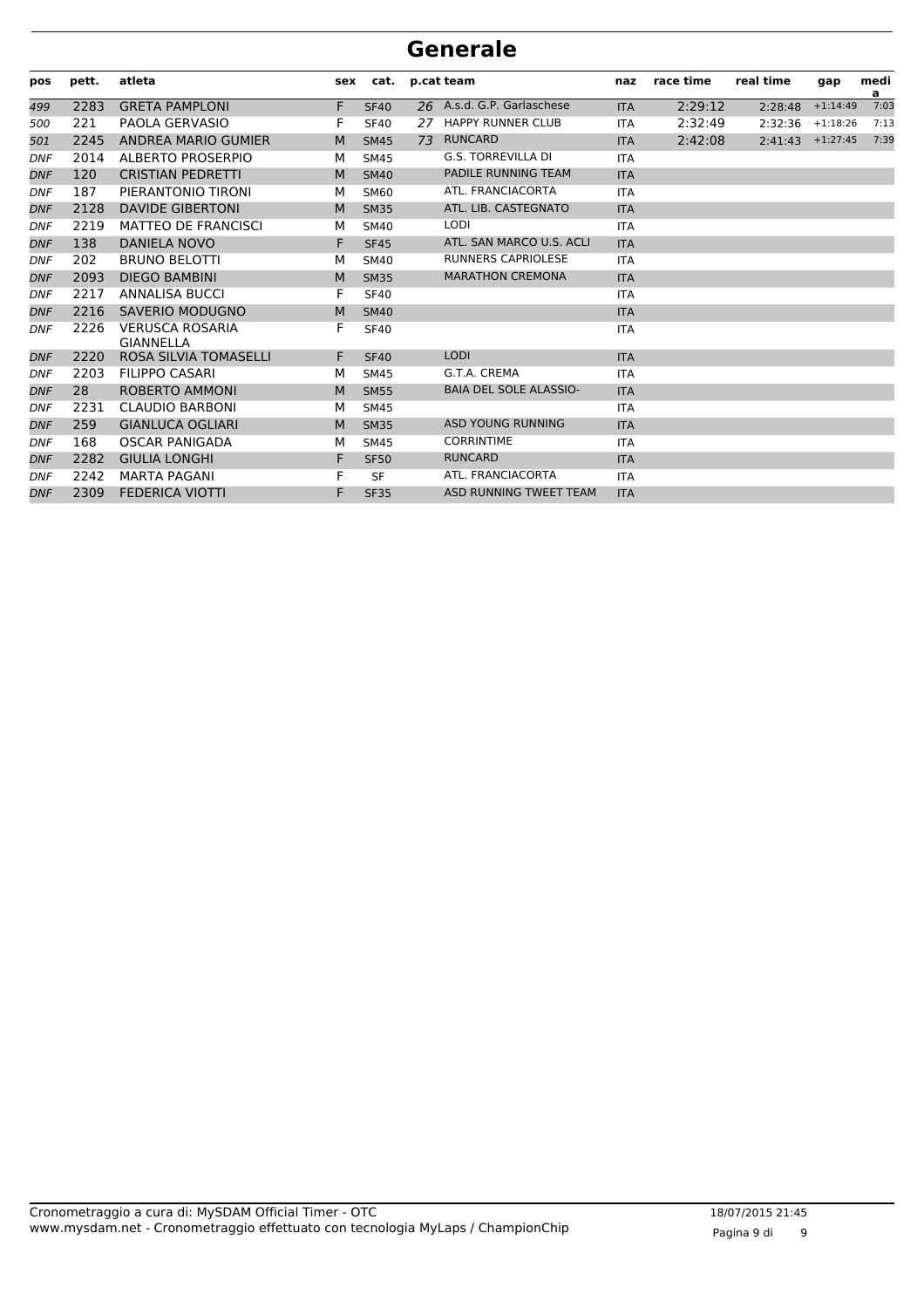# Generale

| pos | pett. | atleta | sex | cat. | p.cat | team | naz | race time | real time | gap | media |
|---|---|---|---|---|---|---|---|---|---|---|---|
| 499 | 2283 | GRETA PAMPLONI | F | SF40 | 26 | A.s.d. G.P. Garlaschese | ITA | 2:29:12 | 2:28:48 | +1:14:49 | 7:03 |
| 500 | 221 | PAOLA GERVASIO | F | SF40 | 27 | HAPPY RUNNER CLUB | ITA | 2:32:49 | 2:32:36 | +1:18:26 | 7:13 |
| 501 | 2245 | ANDREA MARIO GUMIER | M | SM45 | 73 | RUNCARD | ITA | 2:42:08 | 2:41:43 | +1:27:45 | 7:39 |
| DNF | 2014 | ALBERTO PROSERPIO | M | SM45 | | G.S. TORREVILLA DI | ITA | | | | |
| DNF | 120 | CRISTIAN PEDRETTI | M | SM40 | | PADILE RUNNING TEAM | ITA | | | | |
| DNF | 187 | PIERANTONIO TIRONI | M | SM60 | | ATL. FRANCIACORTA | ITA | | | | |
| DNF | 2128 | DAVIDE GIBERTONI | M | SM35 | | ATL. LIB. CASTEGNATO | ITA | | | | |
| DNF | 2219 | MATTEO DE FRANCISCI | M | SM40 | | LODI | ITA | | | | |
| DNF | 138 | DANIELA NOVO | F | SF45 | | ATL. SAN MARCO U.S. ACLI | ITA | | | | |
| DNF | 202 | BRUNO BELOTTI | M | SM40 | | RUNNERS CAPRIOLESE | ITA | | | | |
| DNF | 2093 | DIEGO BAMBINI | M | SM35 | | MARATHON CREMONA | ITA | | | | |
| DNF | 2217 | ANNALISA BUCCI | F | SF40 | | | ITA | | | | |
| DNF | 2216 | SAVERIO MODUGNO | M | SM40 | | | ITA | | | | |
| DNF | 2226 | VERUSCA ROSARIA GIANNELLA | F | SF40 | | | ITA | | | | |
| DNF | 2220 | ROSA SILVIA TOMASELLI | F | SF40 | | LODI | ITA | | | | |
| DNF | 2203 | FILIPPO CASARI | M | SM45 | | G.T.A. CREMA | ITA | | | | |
| DNF | 28 | ROBERTO AMMONI | M | SM55 | | BAIA DEL SOLE ALASSIO- | ITA | | | | |
| DNF | 2231 | CLAUDIO BARBONI | M | SM45 | | | ITA | | | | |
| DNF | 259 | GIANLUCA OGLIARI | M | SM35 | | ASD YOUNG RUNNING | ITA | | | | |
| DNF | 168 | OSCAR PANIGADA | M | SM45 | | CORRINTIME | ITA | | | | |
| DNF | 2282 | GIULIA LONGHI | F | SF50 | | RUNCARD | ITA | | | | |
| DNF | 2242 | MARTA PAGANI | F | SF | | ATL. FRANCIACORTA | ITA | | | | |
| DNF | 2309 | FEDERICA VIOTTI | F | SF35 | | ASD RUNNING TWEET TEAM | ITA | | | | |

Cronometraggio a cura di: MySDAM Official Timer - OTC
www.mysdam.net - Cronometraggio effettuato con tecnologia MyLaps / ChampionChip

18/07/2015 21:45